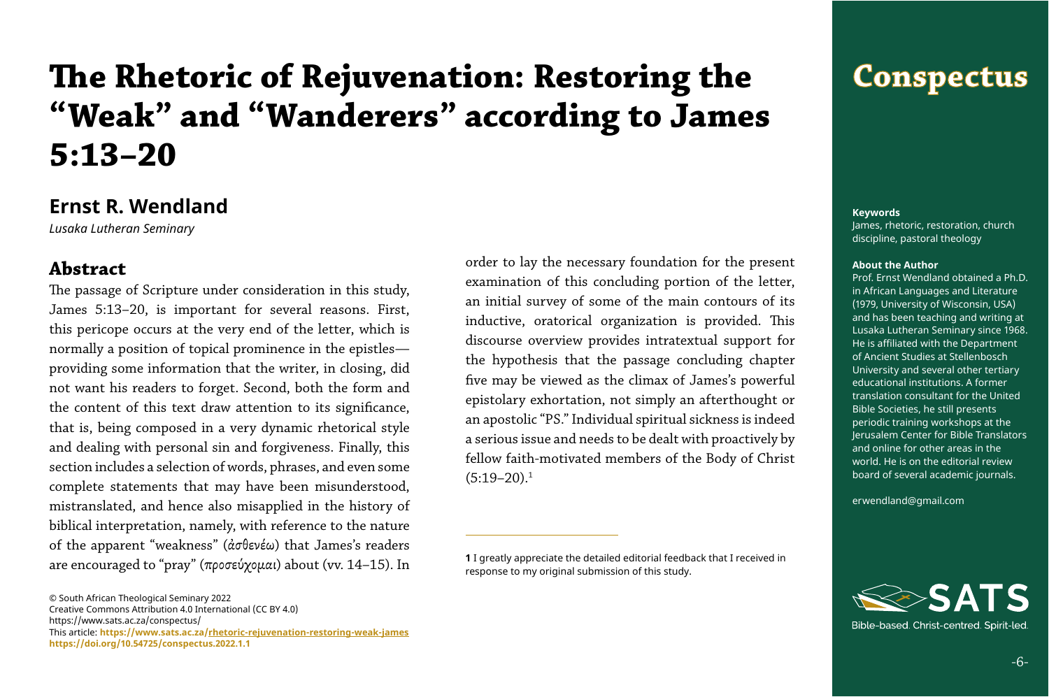# The Rhetoric of Rejuvenation: Restoring the "Weak" and "Wanderers" according to James 5:13–20

## Ernst R. Wendland

*Lusaka Lutheran Seminary*

**Keywords**
James, rhetoric, restoration, church discipline, pastoral theology

**About the Author**
Prof. Ernst Wendland obtained a Ph.D. in African Languages and Literature (1979, University of Wisconsin, USA) and has been teaching and writing at Lusaka Lutheran Seminary since 1968. He is affiliated with the Department of Ancient Studies at Stellenbosch University and several other tertiary educational institutions. A former translation consultant for the United Bible Societies, he still presents periodic training workshops at the Jerusalem Center for Bible Translators and online for other areas in the world. He is on the editorial review board of several academic journals.

erwendland@gmail.com

## Abstract

The passage of Scripture under consideration in this study, James 5:13–20, is important for several reasons. First, this pericope occurs at the very end of the letter, which is normally a position of topical prominence in the epistles—providing some information that the writer, in closing, did not want his readers to forget. Second, both the form and the content of this text draw attention to its significance, that is, being composed in a very dynamic rhetorical style and dealing with personal sin and forgiveness. Finally, this section includes a selection of words, phrases, and even some complete statements that may have been misunderstood, mistranslated, and hence also misapplied in the history of biblical interpretation, namely, with reference to the nature of the apparent "weakness" (ἀσθενέω) that James's readers are encouraged to "pray" (προσεύχομαι) about (vv. 14–15). In order to lay the necessary foundation for the present examination of this concluding portion of the letter, an initial survey of some of the main contours of its inductive, oratorical organization is provided. This discourse overview provides intratextual support for the hypothesis that the passage concluding chapter five may be viewed as the climax of James's powerful epistolary exhortation, not simply an afterthought or an apostolic "PS." Individual spiritual sickness is indeed a serious issue and needs to be dealt with proactively by fellow faith-motivated members of the Body of Christ (5:19–20).[1]

[1] I greatly appreciate the detailed editorial feedback that I received in response to my original submission of this study.

© South African Theological Seminary 2022
Creative Commons Attribution 4.0 International (CC BY 4.0)
https://www.sats.ac.za/conspectus/
This article: https://www.sats.ac.za/rhetoric-rejuvenation-restoring-weak-james
https://doi.org/10.54725/conspectus.2022.1.1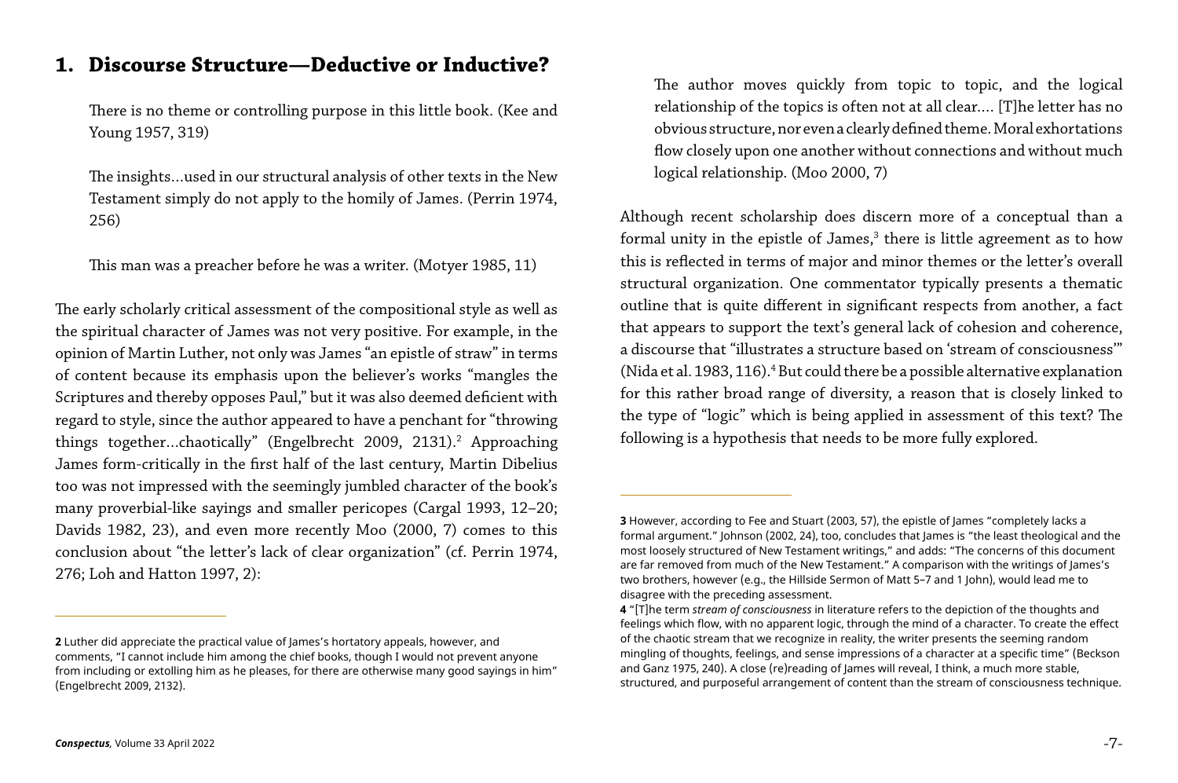## 1. Discourse Structure—Deductive or Inductive?

> There is no theme or controlling purpose in this little book. (Kee and Young 1957, 319)

> The insights…used in our structural analysis of other texts in the New Testament simply do not apply to the homily of James. (Perrin 1974, 256)

> This man was a preacher before he was a writer. (Motyer 1985, 11)

The early scholarly critical assessment of the compositional style as well as the spiritual character of James was not very positive. For example, in the opinion of Martin Luther, not only was James "an epistle of straw" in terms of content because its emphasis upon the believer's works "mangles the Scriptures and thereby opposes Paul," but it was also deemed deficient with regard to style, since the author appeared to have a penchant for "throwing things together…chaotically" (Engelbrecht 2009, 2131).[2] Approaching James form-critically in the first half of the last century, Martin Dibelius too was not impressed with the seemingly jumbled character of the book's many proverbial-like sayings and smaller pericopes (Cargal 1993, 12–20; Davids 1982, 23), and even more recently Moo (2000, 7) comes to this conclusion about "the letter's lack of clear organization" (cf. Perrin 1974, 276; Loh and Hatton 1997, 2):

> The author moves quickly from topic to topic, and the logical relationship of the topics is often not at all clear.… [T]he letter has no obvious structure, nor even a clearly defined theme. Moral exhortations flow closely upon one another without connections and without much logical relationship. (Moo 2000, 7)

Although recent scholarship does discern more of a conceptual than a formal unity in the epistle of James,[3] there is little agreement as to how this is reflected in terms of major and minor themes or the letter's overall structural organization. One commentator typically presents a thematic outline that is quite different in significant respects from another, a fact that appears to support the text's general lack of cohesion and coherence, a discourse that "illustrates a structure based on 'stream of consciousness'" (Nida et al. 1983, 116).[4] But could there be a possible alternative explanation for this rather broad range of diversity, a reason that is closely linked to the type of "logic" which is being applied in assessment of this text? The following is a hypothesis that needs to be more fully explored.

---

**2** Luther did appreciate the practical value of James's hortatory appeals, however, and comments, "I cannot include him among the chief books, though I would not prevent anyone from including or extolling him as he pleases, for there are otherwise many good sayings in him" (Engelbrecht 2009, 2132).

**3** However, according to Fee and Stuart (2003, 57), the epistle of James "completely lacks a formal argument." Johnson (2002, 24), too, concludes that James is "the least theological and the most loosely structured of New Testament writings," and adds: "The concerns of this document are far removed from much of the New Testament." A comparison with the writings of James's two brothers, however (e.g., the Hillside Sermon of Matt 5–7 and 1 John), would lead me to disagree with the preceding assessment.

**4** "[T]he term *stream of consciousness* in literature refers to the depiction of the thoughts and feelings which flow, with no apparent logic, through the mind of a character. To create the effect of the chaotic stream that we recognize in reality, the writer presents the seeming random mingling of thoughts, feelings, and sense impressions of a character at a specific time" (Beckson and Ganz 1975, 240). A close (re)reading of James will reveal, I think, a much more stable, structured, and purposeful arrangement of content than the stream of consciousness technique.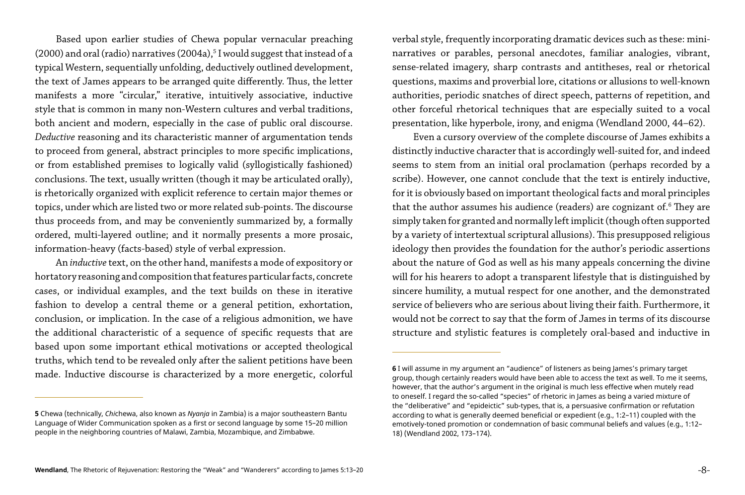Based upon earlier studies of Chewa popular vernacular preaching (2000) and oral (radio) narratives (2004a),[5] I would suggest that instead of a typical Western, sequentially unfolding, deductively outlined development, the text of James appears to be arranged quite differently. Thus, the letter manifests a more "circular," iterative, intuitively associative, inductive style that is common in many non-Western cultures and verbal traditions, both ancient and modern, especially in the case of public oral discourse. *Deductive* reasoning and its characteristic manner of argumentation tends to proceed from general, abstract principles to more specific implications, or from established premises to logically valid (syllogistically fashioned) conclusions. The text, usually written (though it may be articulated orally), is rhetorically organized with explicit reference to certain major themes or topics, under which are listed two or more related sub-points. The discourse thus proceeds from, and may be conveniently summarized by, a formally ordered, multi-layered outline; and it normally presents a more prosaic, information-heavy (facts-based) style of verbal expression.

An *inductive* text, on the other hand, manifests a mode of expository or hortatory reasoning and composition that features particular facts, concrete cases, or individual examples, and the text builds on these in iterative fashion to develop a central theme or a general petition, exhortation, conclusion, or implication. In the case of a religious admonition, we have the additional characteristic of a sequence of specific requests that are based upon some important ethical motivations or accepted theological truths, which tend to be revealed only after the salient petitions have been made. Inductive discourse is characterized by a more energetic, colorful verbal style, frequently incorporating dramatic devices such as these: mini-narratives or parables, personal anecdotes, familiar analogies, vibrant, sense-related imagery, sharp contrasts and antitheses, real or rhetorical questions, maxims and proverbial lore, citations or allusions to well-known authorities, periodic snatches of direct speech, patterns of repetition, and other forceful rhetorical techniques that are especially suited to a vocal presentation, like hyperbole, irony, and enigma (Wendland 2000, 44–62).

Even a cursory overview of the complete discourse of James exhibits a distinctly inductive character that is accordingly well-suited for, and indeed seems to stem from an initial oral proclamation (perhaps recorded by a scribe). However, one cannot conclude that the text is entirely inductive, for it is obviously based on important theological facts and moral principles that the author assumes his audience (readers) are cognizant of.[6] They are simply taken for granted and normally left implicit (though often supported by a variety of intertextual scriptural allusions). This presupposed religious ideology then provides the foundation for the author's periodic assertions about the nature of God as well as his many appeals concerning the divine will for his hearers to adopt a transparent lifestyle that is distinguished by sincere humility, a mutual respect for one another, and the demonstrated service of believers who are serious about living their faith. Furthermore, it would not be correct to say that the form of James in terms of its discourse structure and stylistic features is completely oral-based and inductive in

---

**5** Chewa (technically, *Chi*chewa, also known as *Nyanja* in Zambia) is a major southeastern Bantu Language of Wider Communication spoken as a first or second language by some 15–20 million people in the neighboring countries of Malawi, Zambia, Mozambique, and Zimbabwe.

**6** I will assume in my argument an "audience" of listeners as being James's primary target group, though certainly readers would have been able to access the text as well. To me it seems, however, that the author's argument in the original is much less effective when mutely read to oneself. I regard the so-called "species" of rhetoric in James as being a varied mixture of the "deliberative" and "epideictic" sub-types, that is, a persuasive confirmation or refutation according to what is generally deemed beneficial or expedient (e.g., 1:2–11) coupled with the emotively-toned promotion or condemnation of basic communal beliefs and values (e.g., 1:12–18) (Wendland 2002, 173–174).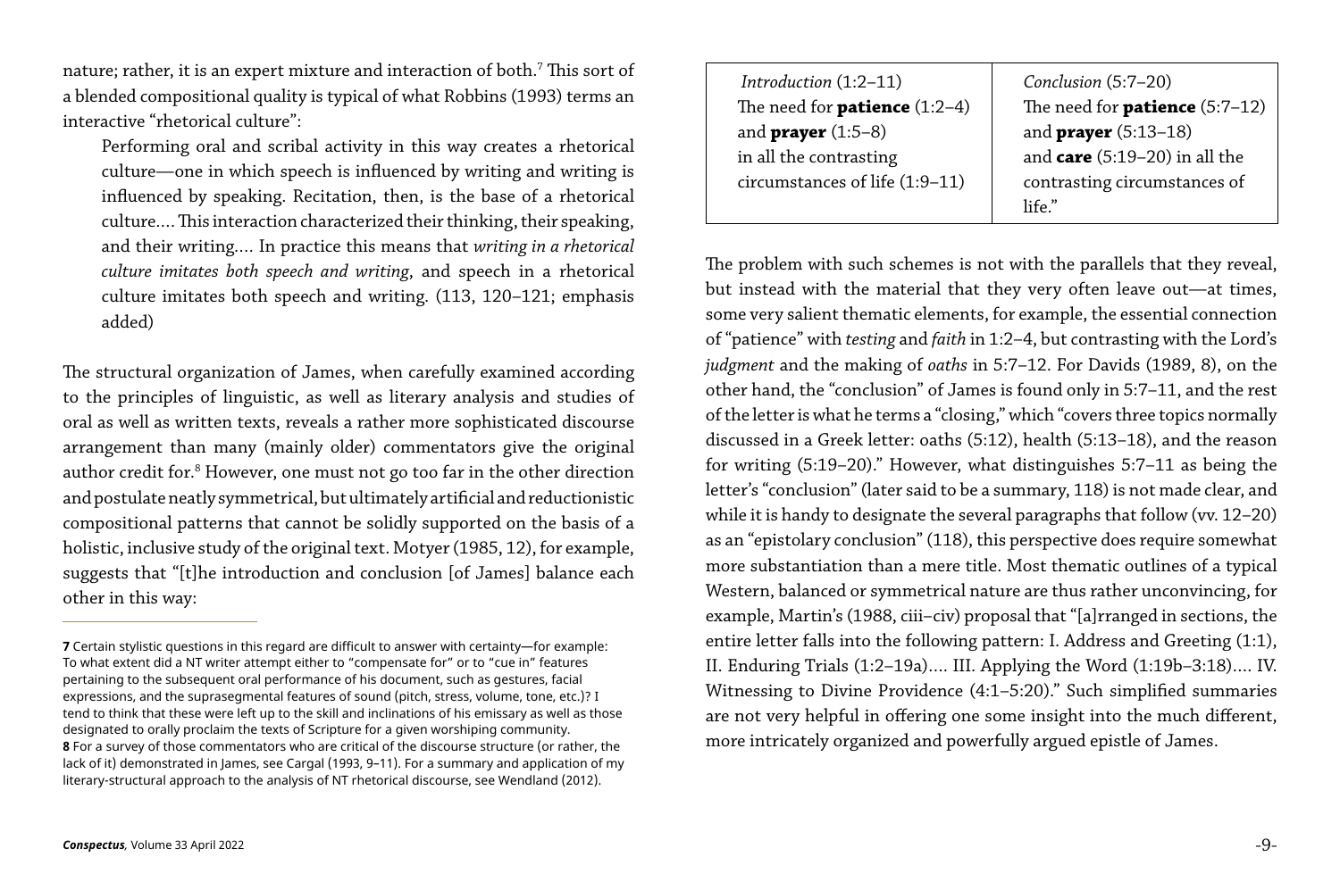nature; rather, it is an expert mixture and interaction of both.[7] This sort of a blended compositional quality is typical of what Robbins (1993) terms an interactive "rhetorical culture":

> Performing oral and scribal activity in this way creates a rhetorical culture—one in which speech is influenced by writing and writing is influenced by speaking. Recitation, then, is the base of a rhetorical culture.... This interaction characterized their thinking, their speaking, and their writing.... In practice this means that *writing in a rhetorical culture imitates both speech and writing*, and speech in a rhetorical culture imitates both speech and writing. (113, 120–121; emphasis added)

The structural organization of James, when carefully examined according to the principles of linguistic, as well as literary analysis and studies of oral as well as written texts, reveals a rather more sophisticated discourse arrangement than many (mainly older) commentators give the original author credit for.[8] However, one must not go too far in the other direction and postulate neatly symmetrical, but ultimately artificial and reductionistic compositional patterns that cannot be solidly supported on the basis of a holistic, inclusive study of the original text. Motyer (1985, 12), for example, suggests that "[t]he introduction and conclusion [of James] balance each other in this way:

| *Introduction* (1:2–11) The need for **patience** (1:2–4) and **prayer** (1:5–8) in all the contrasting circumstances of life (1:9–11) | *Conclusion* (5:7–20) The need for **patience** (5:7–12) and **prayer** (5:13–18) and **care** (5:19–20) in all the contrasting circumstances of life." |
|---|---|

The problem with such schemes is not with the parallels that they reveal, but instead with the material that they very often leave out—at times, some very salient thematic elements, for example, the essential connection of "patience" with *testing* and *faith* in 1:2–4, but contrasting with the Lord's *judgment* and the making of *oaths* in 5:7–12. For Davids (1989, 8), on the other hand, the "conclusion" of James is found only in 5:7–11, and the rest of the letter is what he terms a "closing," which "covers three topics normally discussed in a Greek letter: oaths (5:12), health (5:13–18), and the reason for writing (5:19–20)." However, what distinguishes 5:7–11 as being the letter's "conclusion" (later said to be a summary, 118) is not made clear, and while it is handy to designate the several paragraphs that follow (vv. 12–20) as an "epistolary conclusion" (118), this perspective does require somewhat more substantiation than a mere title. Most thematic outlines of a typical Western, balanced or symmetrical nature are thus rather unconvincing, for example, Martin's (1988, ciii–civ) proposal that "[a]rranged in sections, the entire letter falls into the following pattern: I. Address and Greeting (1:1), II. Enduring Trials (1:2–19a).... III. Applying the Word (1:19b–3:18).... IV. Witnessing to Divine Providence (4:1–5:20)." Such simplified summaries are not very helpful in offering one some insight into the much different, more intricately organized and powerfully argued epistle of James.

---

**7** Certain stylistic questions in this regard are difficult to answer with certainty—for example: To what extent did a NT writer attempt either to "compensate for" or to "cue in" features pertaining to the subsequent oral performance of his document, such as gestures, facial expressions, and the suprasegmental features of sound (pitch, stress, volume, tone, etc.)? I tend to think that these were left up to the skill and inclinations of his emissary as well as those designated to orally proclaim the texts of Scripture for a given worshiping community.

**8** For a survey of those commentators who are critical of the discourse structure (or rather, the lack of it) demonstrated in James, see Cargal (1993, 9–11). For a summary and application of my literary-structural approach to the analysis of NT rhetorical discourse, see Wendland (2012).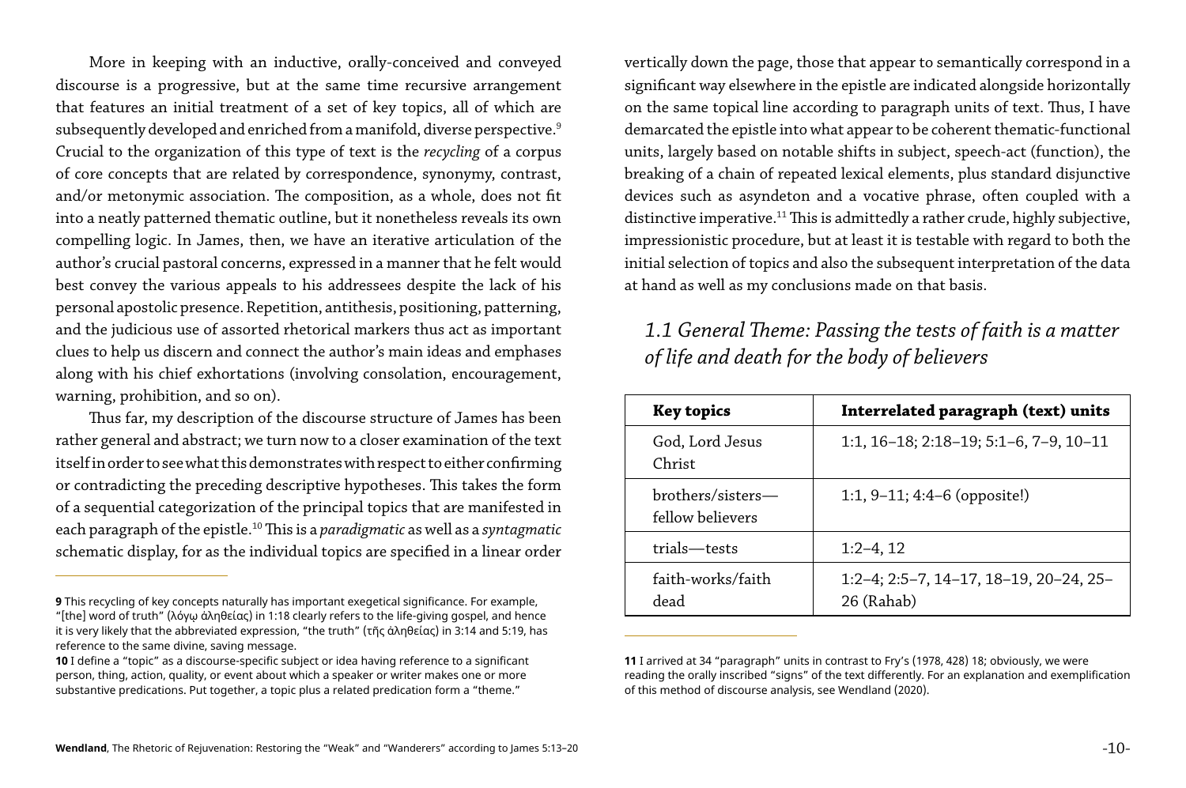More in keeping with an inductive, orally-conceived and conveyed discourse is a progressive, but at the same time recursive arrangement that features an initial treatment of a set of key topics, all of which are subsequently developed and enriched from a manifold, diverse perspective.[9] Crucial to the organization of this type of text is the *recycling* of a corpus of core concepts that are related by correspondence, synonymy, contrast, and/or metonymic association. The composition, as a whole, does not fit into a neatly patterned thematic outline, but it nonetheless reveals its own compelling logic. In James, then, we have an iterative articulation of the author's crucial pastoral concerns, expressed in a manner that he felt would best convey the various appeals to his addressees despite the lack of his personal apostolic presence. Repetition, antithesis, positioning, patterning, and the judicious use of assorted rhetorical markers thus act as important clues to help us discern and connect the author's main ideas and emphases along with his chief exhortations (involving consolation, encouragement, warning, prohibition, and so on).

Thus far, my description of the discourse structure of James has been rather general and abstract; we turn now to a closer examination of the text itself in order to see what this demonstrates with respect to either confirming or contradicting the preceding descriptive hypotheses. This takes the form of a sequential categorization of the principal topics that are manifested in each paragraph of the epistle.[10] This is a *paradigmatic* as well as a *syntagmatic* schematic display, for as the individual topics are specified in a linear order vertically down the page, those that appear to semantically correspond in a significant way elsewhere in the epistle are indicated alongside horizontally on the same topical line according to paragraph units of text. Thus, I have demarcated the epistle into what appear to be coherent thematic-functional units, largely based on notable shifts in subject, speech-act (function), the breaking of a chain of repeated lexical elements, plus standard disjunctive devices such as asyndeton and a vocative phrase, often coupled with a distinctive imperative.[11] This is admittedly a rather crude, highly subjective, impressionistic procedure, but at least it is testable with regard to both the initial selection of topics and also the subsequent interpretation of the data at hand as well as my conclusions made on that basis.

### *1.1 General Theme: Passing the tests of faith is a matter of life and death for the body of believers*

| **Key topics** | **Interrelated paragraph (text) units** |
|---|---|
| God, Lord Jesus Christ | 1:1, 16–18; 2:18–19; 5:1–6, 7–9, 10–11 |
| brothers/sisters—fellow believers | 1:1, 9–11; 4:4–6 (opposite!) |
| trials—tests | 1:2–4, 12 |
| faith-works/faith dead | 1:2–4; 2:5–7, 14–17, 18–19, 20–24, 25–26 (Rahab) |

---

**9** This recycling of key concepts naturally has important exegetical significance. For example, "[the] word of truth" (λόγῳ ἀληθείας) in 1:18 clearly refers to the life-giving gospel, and hence it is very likely that the abbreviated expression, "the truth" (τῆς ἀληθείας) in 3:14 and 5:19, has reference to the same divine, saving message.

**10** I define a "topic" as a discourse-specific subject or idea having reference to a significant person, thing, action, quality, or event about which a speaker or writer makes one or more substantive predications. Put together, a topic plus a related predication form a "theme."

**11** I arrived at 34 "paragraph" units in contrast to Fry's (1978, 428) 18; obviously, we were reading the orally inscribed "signs" of the text differently. For an explanation and exemplification of this method of discourse analysis, see Wendland (2020).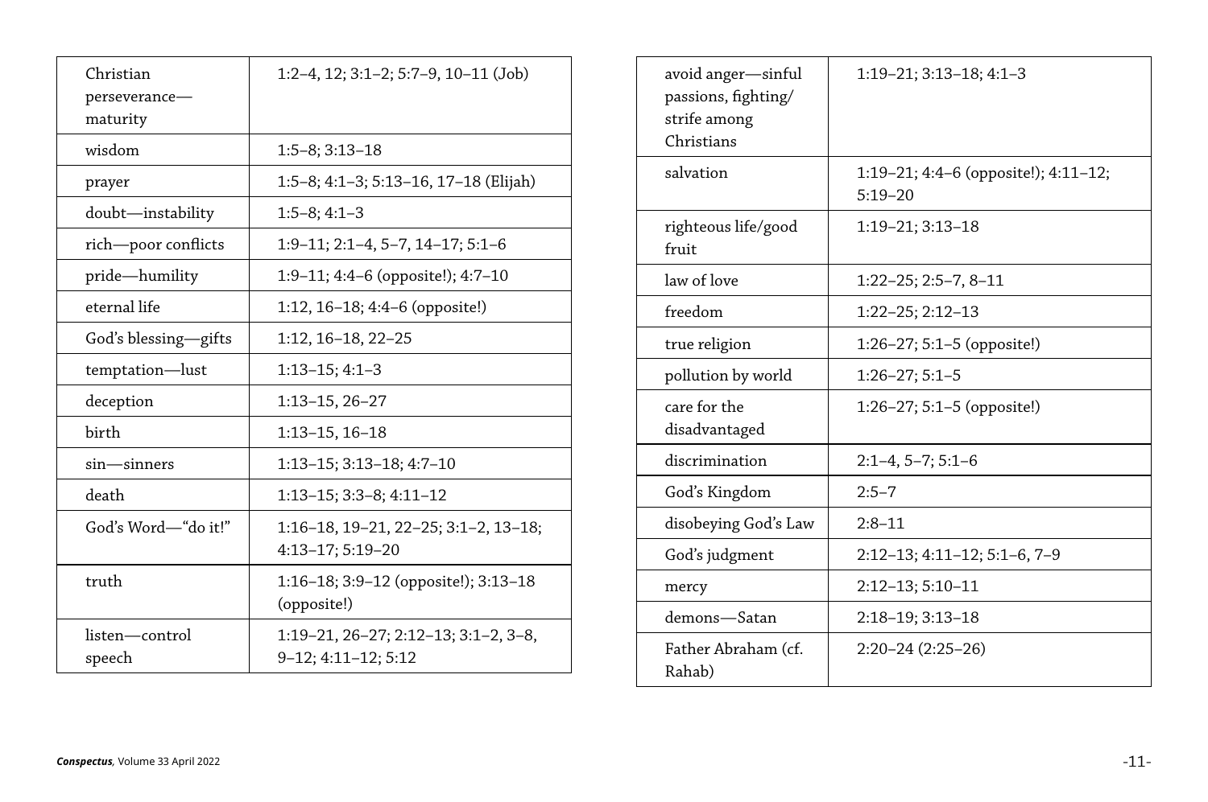| | |
|---|---|
| Christian perseverance—maturity | 1:2–4, 12; 3:1–2; 5:7–9, 10–11 (Job) |
| wisdom | 1:5–8; 3:13–18 |
| prayer | 1:5–8; 4:1–3; 5:13–16, 17–18 (Elijah) |
| doubt—instability | 1:5–8; 4:1–3 |
| rich—poor conflicts | 1:9–11; 2:1–4, 5–7, 14–17; 5:1–6 |
| pride—humility | 1:9–11; 4:4–6 (opposite!); 4:7–10 |
| eternal life | 1:12, 16–18; 4:4–6 (opposite!) |
| God's blessing—gifts | 1:12, 16–18, 22–25 |
| temptation—lust | 1:13–15; 4:1–3 |
| deception | 1:13–15, 26–27 |
| birth | 1:13–15, 16–18 |
| sin—sinners | 1:13–15; 3:13–18; 4:7–10 |
| death | 1:13–15; 3:3–8; 4:11–12 |
| God's Word—"do it!" | 1:16–18, 19–21, 22–25; 3:1–2, 13–18; 4:13–17; 5:19–20 |
| truth | 1:16–18; 3:9–12 (opposite!); 3:13–18 (opposite!) |
| listen—control speech | 1:19–21, 26–27; 2:12–13; 3:1–2, 3–8, 9–12; 4:11–12; 5:12 |
| avoid anger—sinful passions, fighting/strife among Christians | 1:19–21; 3:13–18; 4:1–3 |
| salvation | 1:19–21; 4:4–6 (opposite!); 4:11–12; 5:19–20 |
| righteous life/good fruit | 1:19–21; 3:13–18 |
| law of love | 1:22–25; 2:5–7, 8–11 |
| freedom | 1:22–25; 2:12–13 |
| true religion | 1:26–27; 5:1–5 (opposite!) |
| pollution by world | 1:26–27; 5:1–5 |
| care for the disadvantaged | 1:26–27; 5:1–5 (opposite!) |
| discrimination | 2:1–4, 5–7; 5:1–6 |
| God's Kingdom | 2:5–7 |
| disobeying God's Law | 2:8–11 |
| God's judgment | 2:12–13; 4:11–12; 5:1–6, 7–9 |
| mercy | 2:12–13; 5:10–11 |
| demons—Satan | 2:18–19; 3:13–18 |
| Father Abraham (cf. Rahab) | 2:20–24 (2:25–26) |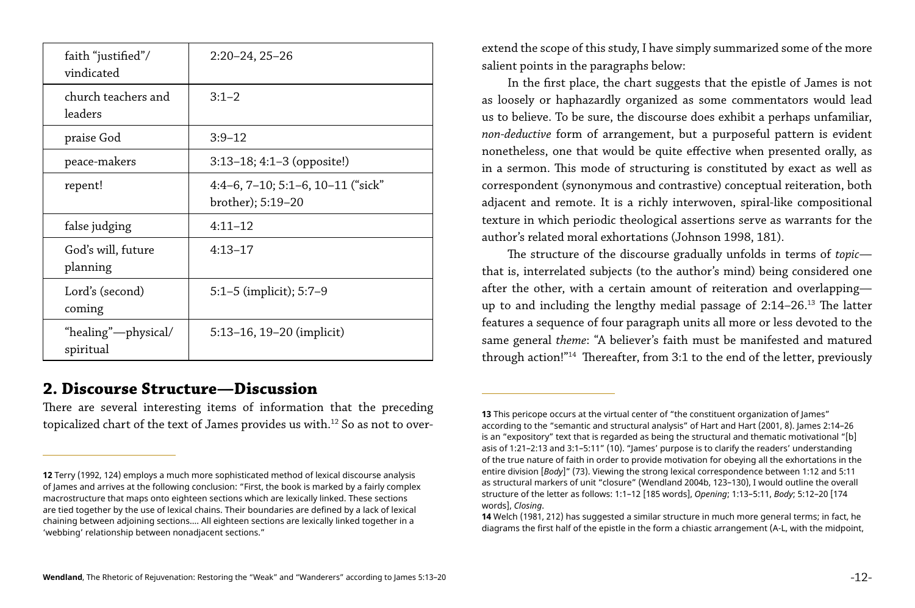| faith "justified"/ vindicated | 2:20–24, 25–26 |
|---|---|
| church teachers and leaders | 3:1–2 |
| praise God | 3:9–12 |
| peace-makers | 3:13–18; 4:1–3 (opposite!) |
| repent! | 4:4–6, 7–10; 5:1–6, 10–11 ("sick" brother); 5:19–20 |
| false judging | 4:11–12 |
| God's will, future planning | 4:13–17 |
| Lord's (second) coming | 5:1–5 (implicit); 5:7–9 |
| "healing"—physical/ spiritual | 5:13–16, 19–20 (implicit) |

## 2. Discourse Structure—Discussion

There are several interesting items of information that the preceding topicalized chart of the text of James provides us with.[12] So as not to overextend the scope of this study, I have simply summarized some of the more salient points in the paragraphs below:

In the first place, the chart suggests that the epistle of James is not as loosely or haphazardly organized as some commentators would lead us to believe. To be sure, the discourse does exhibit a perhaps unfamiliar, *non-deductive* form of arrangement, but a purposeful pattern is evident nonetheless, one that would be quite effective when presented orally, as in a sermon. This mode of structuring is constituted by exact as well as correspondent (synonymous and contrastive) conceptual reiteration, both adjacent and remote. It is a richly interwoven, spiral-like compositional texture in which periodic theological assertions serve as warrants for the author's related moral exhortations (Johnson 1998, 181).

The structure of the discourse gradually unfolds in terms of *topic*—that is, interrelated subjects (to the author's mind) being considered one after the other, with a certain amount of reiteration and overlapping—up to and including the lengthy medial passage of 2:14–26.[13] The latter features a sequence of four paragraph units all more or less devoted to the same general *theme*: "A believer's faith must be manifested and matured through action!"[14] Thereafter, from 3:1 to the end of the letter, previously

---

**12** Terry (1992, 124) employs a much more sophisticated method of lexical discourse analysis of James and arrives at the following conclusion: "First, the book is marked by a fairly complex macrostructure that maps onto eighteen sections which are lexically linked. These sections are tied together by the use of lexical chains. Their boundaries are defined by a lack of lexical chaining between adjoining sections.... All eighteen sections are lexically linked together in a 'webbing' relationship between nonadjacent sections."

**13** This pericope occurs at the virtual center of "the constituent organization of James" according to the "semantic and structural analysis" of Hart and Hart (2001, 8). James 2:14–26 is an "expository" text that is regarded as being the structural and thematic motivational "[b]asis of 1:21–2:13 and 3:1–5:11" (10). "James' purpose is to clarify the readers' understanding of the true nature of faith in order to provide motivation for obeying all the exhortations in the entire division [*Body*]" (73). Viewing the strong lexical correspondence between 1:12 and 5:11 as structural markers of unit "closure" (Wendland 2004b, 123–130), I would outline the overall structure of the letter as follows: 1:1–12 [185 words], *Opening*; 1:13–5:11, *Body*; 5:12–20 [174 words], *Closing*.

**14** Welch (1981, 212) has suggested a similar structure in much more general terms; in fact, he diagrams the first half of the epistle in the form a chiastic arrangement (A-L, with the midpoint,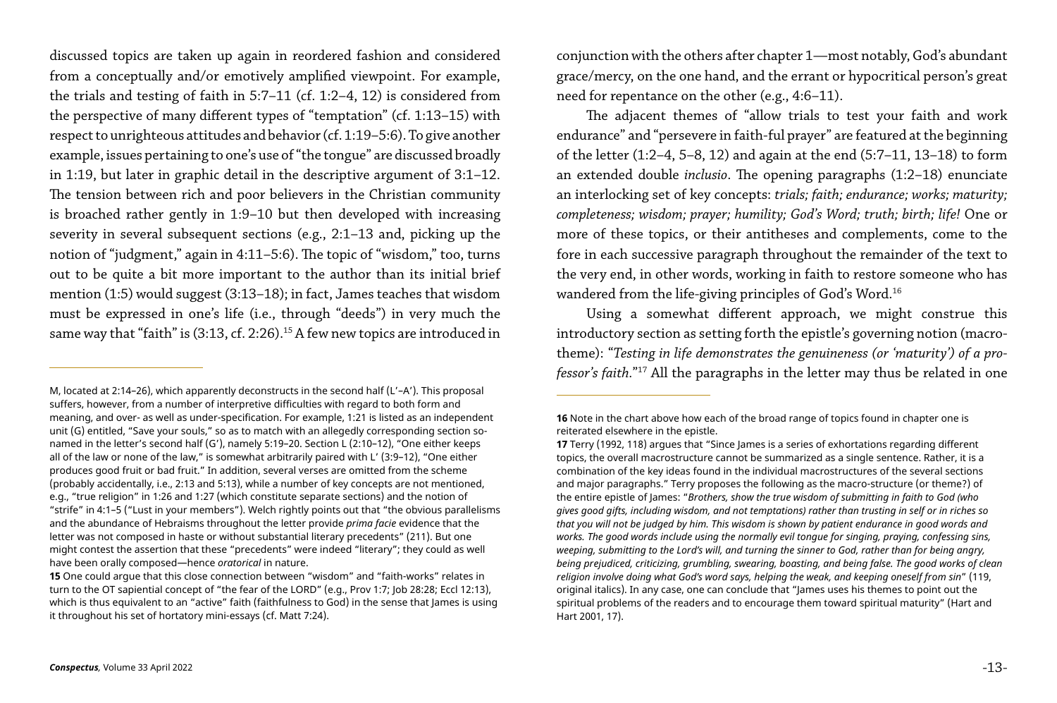discussed topics are taken up again in reordered fashion and considered from a conceptually and/or emotively amplified viewpoint. For example, the trials and testing of faith in 5:7–11 (cf. 1:2–4, 12) is considered from the perspective of many different types of "temptation" (cf. 1:13–15) with respect to unrighteous attitudes and behavior (cf. 1:19–5:6). To give another example, issues pertaining to one's use of "the tongue" are discussed broadly in 1:19, but later in graphic detail in the descriptive argument of 3:1–12. The tension between rich and poor believers in the Christian community is broached rather gently in 1:9–10 but then developed with increasing severity in several subsequent sections (e.g., 2:1–13 and, picking up the notion of "judgment," again in 4:11–5:6). The topic of "wisdom," too, turns out to be quite a bit more important to the author than its initial brief mention (1:5) would suggest (3:13–18); in fact, James teaches that wisdom must be expressed in one's life (i.e., through "deeds") in very much the same way that "faith" is (3:13, cf. 2:26).[15] A few new topics are introduced in conjunction with the others after chapter 1—most notably, God's abundant grace/mercy, on the one hand, and the errant or hypocritical person's great need for repentance on the other (e.g., 4:6–11).

The adjacent themes of "allow trials to test your faith and work endurance" and "persevere in faith-ful prayer" are featured at the beginning of the letter (1:2–4, 5–8, 12) and again at the end (5:7–11, 13–18) to form an extended double *inclusio*. The opening paragraphs (1:2–18) enunciate an interlocking set of key concepts: *trials; faith; endurance; works; maturity; completeness; wisdom; prayer; humility; God's Word; truth; birth; life!* One or more of these topics, or their antitheses and complements, come to the fore in each successive paragraph throughout the remainder of the text to the very end, in other words, working in faith to restore someone who has wandered from the life-giving principles of God's Word.[16]

Using a somewhat different approach, we might construe this introductory section as setting forth the epistle's governing notion (macro-theme): "*Testing in life demonstrates the genuineness (or 'maturity') of a professor's faith.*"[17] All the paragraphs in the letter may thus be related in one

---

M, located at 2:14–26), which apparently deconstructs in the second half (L'–A'). This proposal suffers, however, from a number of interpretive difficulties with regard to both form and meaning, and over- as well as under-specification. For example, 1:21 is listed as an independent unit (G) entitled, "Save your souls," so as to match with an allegedly corresponding section so-named in the letter's second half (G'), namely 5:19–20. Section L (2:10–12), "One either keeps all of the law or none of the law," is somewhat arbitrarily paired with L' (3:9–12), "One either produces good fruit or bad fruit." In addition, several verses are omitted from the scheme (probably accidentally, i.e., 2:13 and 5:13), while a number of key concepts are not mentioned, e.g., "true religion" in 1:26 and 1:27 (which constitute separate sections) and the notion of "strife" in 4:1–5 ("Lust in your members"). Welch rightly points out that "the obvious parallelisms and the abundance of Hebraisms throughout the letter provide *prima facie* evidence that the letter was not composed in haste or without substantial literary precedents" (211). But one might contest the assertion that these "precedents" were indeed "literary"; they could as well have been orally composed—hence *oratorical* in nature.

**15** One could argue that this close connection between "wisdom" and "faith-works" relates in turn to the OT sapiential concept of "the fear of the LORD" (e.g., Prov 1:7; Job 28:28; Eccl 12:13), which is thus equivalent to an "active" faith (faithfulness to God) in the sense that James is using it throughout his set of hortatory mini-essays (cf. Matt 7:24).

**16** Note in the chart above how each of the broad range of topics found in chapter one is reiterated elsewhere in the epistle.

**17** Terry (1992, 118) argues that "Since James is a series of exhortations regarding different topics, the overall macrostructure cannot be summarized as a single sentence. Rather, it is a combination of the key ideas found in the individual macrostructures of the several sections and major paragraphs." Terry proposes the following as the macro-structure (or theme?) of the entire epistle of James: "*Brothers, show the true wisdom of submitting in faith to God (who gives good gifts, including wisdom, and not temptations) rather than trusting in self or in riches so that you will not be judged by him. This wisdom is shown by patient endurance in good words and works. The good words include using the normally evil tongue for singing, praying, confessing sins, weeping, submitting to the Lord's will, and turning the sinner to God, rather than for being angry, being prejudiced, criticizing, grumbling, swearing, boasting, and being false. The good works of clean religion involve doing what God's word says, helping the weak, and keeping oneself from sin*" (119, original italics). In any case, one can conclude that "James uses his themes to point out the spiritual problems of the readers and to encourage them toward spiritual maturity" (Hart and Hart 2001, 17).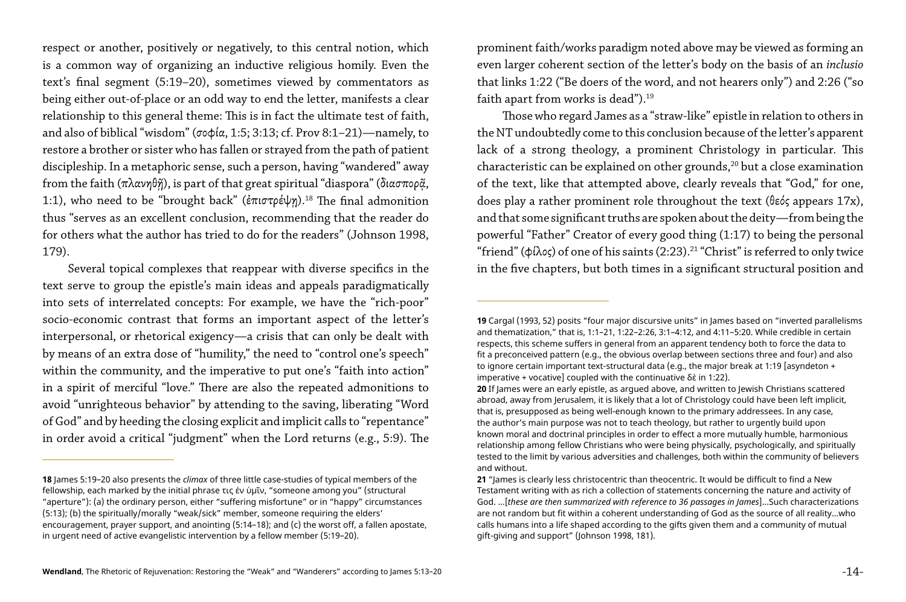respect or another, positively or negatively, to this central notion, which is a common way of organizing an inductive religious homily. Even the text's final segment (5:19–20), sometimes viewed by commentators as being either out-of-place or an odd way to end the letter, manifests a clear relationship to this general theme: This is in fact the ultimate test of faith, and also of biblical "wisdom" (σοφία, 1:5; 3:13; cf. Prov 8:1–21)—namely, to restore a brother or sister who has fallen or strayed from the path of patient discipleship. In a metaphoric sense, such a person, having "wandered" away from the faith (πλανηθῇ), is part of that great spiritual "diaspora" (διασπορᾷ, 1:1), who need to be "brought back" (ἐπιστρέψῃ).[18] The final admonition thus "serves as an excellent conclusion, recommending that the reader do for others what the author has tried to do for the readers" (Johnson 1998, 179).

Several topical complexes that reappear with diverse specifics in the text serve to group the epistle's main ideas and appeals paradigmatically into sets of interrelated concepts: For example, we have the "rich-poor" socio-economic contrast that forms an important aspect of the letter's interpersonal, or rhetorical exigency—a crisis that can only be dealt with by means of an extra dose of "humility," the need to "control one's speech" within the community, and the imperative to put one's "faith into action" in a spirit of merciful "love." There are also the repeated admonitions to avoid "unrighteous behavior" by attending to the saving, liberating "Word of God" and by heeding the closing explicit and implicit calls to "repentance" in order avoid a critical "judgment" when the Lord returns (e.g., 5:9). The prominent faith/works paradigm noted above may be viewed as forming an even larger coherent section of the letter's body on the basis of an *inclusio* that links 1:22 ("Be doers of the word, and not hearers only") and 2:26 ("so faith apart from works is dead").[19]

Those who regard James as a "straw-like" epistle in relation to others in the NT undoubtedly come to this conclusion because of the letter's apparent lack of a strong theology, a prominent Christology in particular. This characteristic can be explained on other grounds,[20] but a close examination of the text, like that attempted above, clearly reveals that "God," for one, does play a rather prominent role throughout the text (θεός appears 17x), and that some significant truths are spoken about the deity—from being the powerful "Father" Creator of every good thing (1:17) to being the personal "friend" (φίλος) of one of his saints (2:23).[21] "Christ" is referred to only twice in the five chapters, but both times in a significant structural position and

---

**18** James 5:19–20 also presents the *climax* of three little case-studies of typical members of the fellowship, each marked by the initial phrase τις ἐν ὑμῖν, "someone among you" (structural "aperture"): (a) the ordinary person, either "suffering misfortune" or in "happy" circumstances (5:13); (b) the spiritually/morally "weak/sick" member, someone requiring the elders' encouragement, prayer support, and anointing (5:14–18); and (c) the worst off, a fallen apostate, in urgent need of active evangelistic intervention by a fellow member (5:19–20).

**19** Cargal (1993, 52) posits "four major discursive units" in James based on "inverted parallelisms and thematization," that is, 1:1–21, 1:22–2:26, 3:1–4:12, and 4:11–5:20. While credible in certain respects, this scheme suffers in general from an apparent tendency both to force the data to fit a preconceived pattern (e.g., the obvious overlap between sections three and four) and also to ignore certain important text-structural data (e.g., the major break at 1:19 [asyndeton + imperative + vocative] coupled with the continuative δὲ in 1:22).

**20** If James were an early epistle, as argued above, and written to Jewish Christians scattered abroad, away from Jerusalem, it is likely that a lot of Christology could have been left implicit, that is, presupposed as being well-enough known to the primary addressees. In any case, the author's main purpose was not to teach theology, but rather to urgently build upon known moral and doctrinal principles in order to effect a more mutually humble, harmonious relationship among fellow Christians who were being physically, psychologically, and spiritually tested to the limit by various adversities and challenges, both within the community of believers and without.

**21** "James is clearly less christocentric than theocentric. It would be difficult to find a New Testament writing with as rich a collection of statements concerning the nature and activity of God. …[*these are then summarized with reference to 36 passages in James*]…Such characterizations are not random but fit within a coherent understanding of God as the source of all reality…who calls humans into a life shaped according to the gifts given them and a community of mutual gift-giving and support" (Johnson 1998, 181).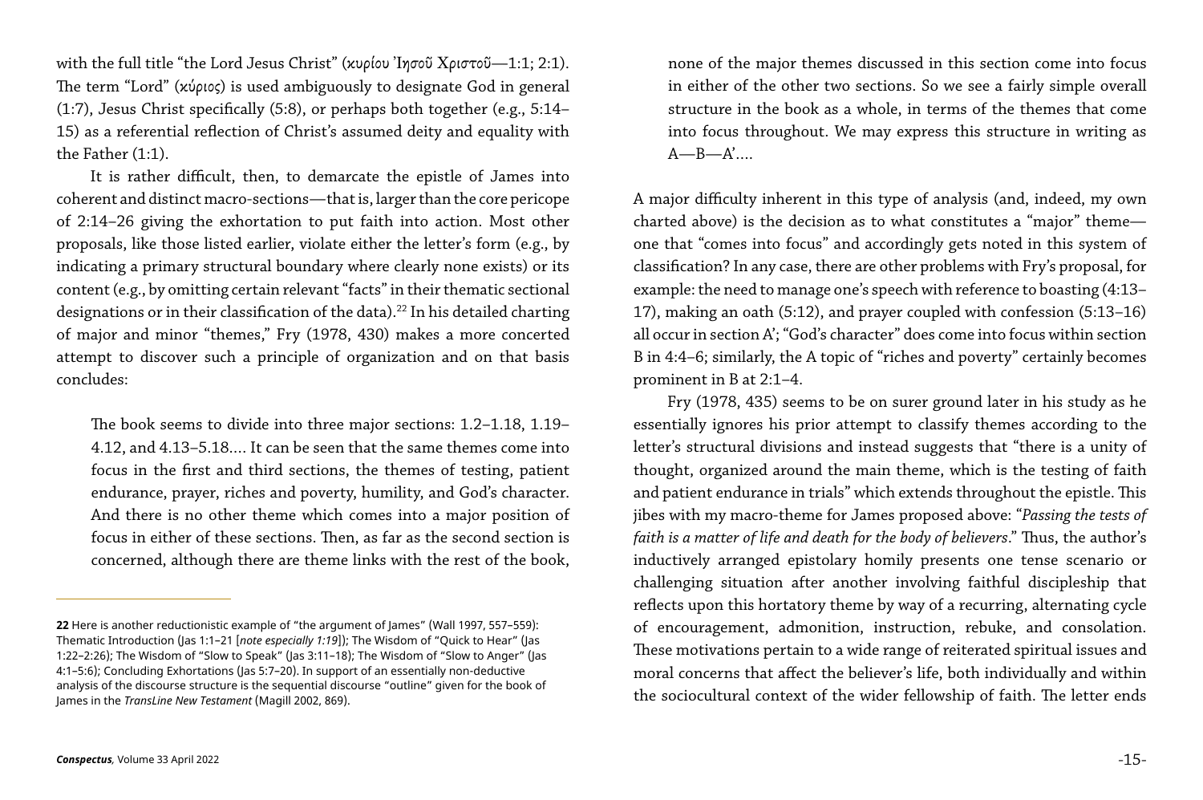with the full title "the Lord Jesus Christ" (κυρίου Ἰησοῦ Χριστοῦ—1:1; 2:1). The term "Lord" (κύριος) is used ambiguously to designate God in general (1:7), Jesus Christ specifically (5:8), or perhaps both together (e.g., 5:14–15) as a referential reflection of Christ's assumed deity and equality with the Father (1:1).

It is rather difficult, then, to demarcate the epistle of James into coherent and distinct macro-sections—that is, larger than the core pericope of 2:14–26 giving the exhortation to put faith into action. Most other proposals, like those listed earlier, violate either the letter's form (e.g., by indicating a primary structural boundary where clearly none exists) or its content (e.g., by omitting certain relevant "facts" in their thematic sectional designations or in their classification of the data).[22] In his detailed charting of major and minor "themes," Fry (1978, 430) makes a more concerted attempt to discover such a principle of organization and on that basis concludes:

> The book seems to divide into three major sections: 1.2–1.18, 1.19–4.12, and 4.13–5.18.... It can be seen that the same themes come into focus in the first and third sections, the themes of testing, patient endurance, prayer, riches and poverty, humility, and God's character. And there is no other theme which comes into a major position of focus in either of these sections. Then, as far as the second section is concerned, although there are theme links with the rest of the book, none of the major themes discussed in this section come into focus in either of the other two sections. So we see a fairly simple overall structure in the book as a whole, in terms of the themes that come into focus throughout. We may express this structure in writing as A—B—A'....

A major difficulty inherent in this type of analysis (and, indeed, my own charted above) is the decision as to what constitutes a "major" theme—one that "comes into focus" and accordingly gets noted in this system of classification? In any case, there are other problems with Fry's proposal, for example: the need to manage one's speech with reference to boasting (4:13–17), making an oath (5:12), and prayer coupled with confession (5:13–16) all occur in section A'; "God's character" does come into focus within section B in 4:4–6; similarly, the A topic of "riches and poverty" certainly becomes prominent in B at 2:1–4.

Fry (1978, 435) seems to be on surer ground later in his study as he essentially ignores his prior attempt to classify themes according to the letter's structural divisions and instead suggests that "there is a unity of thought, organized around the main theme, which is the testing of faith and patient endurance in trials" which extends throughout the epistle. This jibes with my macro-theme for James proposed above: "*Passing the tests of faith is a matter of life and death for the body of believers*." Thus, the author's inductively arranged epistolary homily presents one tense scenario or challenging situation after another involving faithful discipleship that reflects upon this hortatory theme by way of a recurring, alternating cycle of encouragement, admonition, instruction, rebuke, and consolation. These motivations pertain to a wide range of reiterated spiritual issues and moral concerns that affect the believer's life, both individually and within the sociocultural context of the wider fellowship of faith. The letter ends

---

**22** Here is another reductionistic example of "the argument of James" (Wall 1997, 557–559): Thematic Introduction (Jas 1:1–21 [*note especially 1:19*]); The Wisdom of "Quick to Hear" (Jas 1:22–2:26); The Wisdom of "Slow to Speak" (Jas 3:11–18); The Wisdom of "Slow to Anger" (Jas 4:1–5:6); Concluding Exhortations (Jas 5:7–20). In support of an essentially non-deductive analysis of the discourse structure is the sequential discourse "outline" given for the book of James in the *TransLine New Testament* (Magill 2002, 869).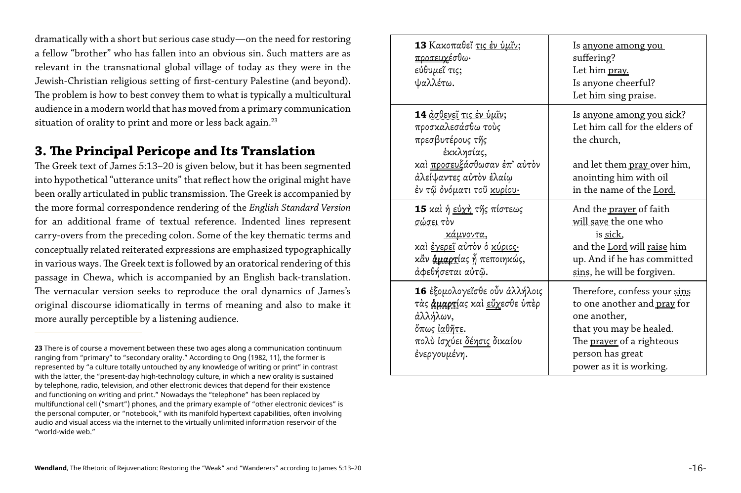dramatically with a short but serious case study—on the need for restoring a fellow "brother" who has fallen into an obvious sin. Such matters are as relevant in the transnational global village of today as they were in the Jewish-Christian religious setting of first-century Palestine (and beyond). The problem is how to best convey them to what is typically a multicultural audience in a modern world that has moved from a primary communication situation of orality to print and more or less back again.[23]

## 3. The Principal Pericope and Its Translation

The Greek text of James 5:13–20 is given below, but it has been segmented into hypothetical "utterance units" that reflect how the original might have been orally articulated in public transmission. The Greek is accompanied by the more formal correspondence rendering of the *English Standard Version* for an additional frame of textual reference. Indented lines represent carry-overs from the preceding colon. Some of the key thematic terms and conceptually related reiterated expressions are emphasized typographically in various ways. The Greek text is followed by an oratorical rendering of this passage in Chewa, which is accompanied by an English back-translation. The vernacular version seeks to reproduce the oral dynamics of James's original discourse idiomatically in terms of meaning and also to make it more aurally perceptible by a listening audience.

| Greek | ESV |
|---|---|
| **13** Κακοπαθεῖ <u>τις ἐν ὑμῖν</u>;<br><u>προσευχ</u>έσθω·<br>εὐθυμεῖ τις;<br>ψαλλέτω. | Is <u>anyone among you</u><br>suffering?<br>Let him <u>pray.</u><br>Is anyone cheerful?<br>Let him sing praise. |
| **14** <u>ἀσθενεῖ</u> <u>τις ἐν ὑμῖν</u>;<br>προσκαλεσάσθω τοὺς<br>πρεσβυτέρους τῆς<br>    ἐκκλησίας,<br>καὶ <u>προσευξ</u>άσθωσαν ἐπ' αὐτὸν<br>ἀλείψαντες αὐτὸν ἐλαίῳ<br>ἐν τῷ ὀνόματι τοῦ <u>κυρίου</u>· | Is <u>anyone among you</u> <u>sick</u>?<br>Let him call for the elders of<br>the church,<br><br>and let them <u>pray</u> over him,<br>anointing him with oil<br>in the name of the <u>Lord.</u> |
| **15** καὶ ἡ <u>εὐχὴ</u> τῆς πίστεως<br><u>σώσει</u> τὸν<br>    <u>κάμνοντα</u>,<br>καὶ <u>ἐγερεῖ</u> αὐτὸν ὁ <u>κύριος</u>·<br>κἂν **<u>ἁμαρτ</u>**ίας ᾖ πεποιηκώς,<br>ἀφεθήσεται αὐτῷ. | And the <u>prayer</u> of faith<br><u>will save</u> the one who<br>    is <u>sick</u>,<br>and the <u>Lord</u> will <u>raise</u> him<br>up. And if he has committed<br><u>sins</u>, he will be forgiven. |
| **16** ἐξομολογεῖσθε οὖν ἀλλήλοις<br>τὰς **<u>ἁμαρτ</u>**ίας καὶ <u>εὔχ</u>εσθε ὑπὲρ<br>ἀλλήλων,<br>ὅπως <u>ἰαθῆτε</u>.<br>πολὺ ἰσχύει <u>δέησις</u> δικαίου<br>ἐνεργουμένη. | Therefore, confess your <u>sins</u><br>to one another and <u>pray</u> for<br>one another,<br>that you may be <u>healed</u>.<br>The <u>prayer</u> of a righteous<br>person has great<br>power as it is working. |

---

**23** There is of course a movement between these two ages along a communication continuum ranging from "primary" to "secondary orality." According to Ong (1982, 11), the former is represented by "a culture totally untouched by any knowledge of writing or print" in contrast with the latter, the "present-day high-technology culture, in which a new orality is sustained by telephone, radio, television, and other electronic devices that depend for their existence and functioning on writing and print." Nowadays the "telephone" has been replaced by multifunctional cell ("smart") phones, and the primary example of "other electronic devices" is the personal computer, or "notebook," with its manifold hypertext capabilities, often involving audio and visual access via the internet to the virtually unlimited information reservoir of the "world-wide web."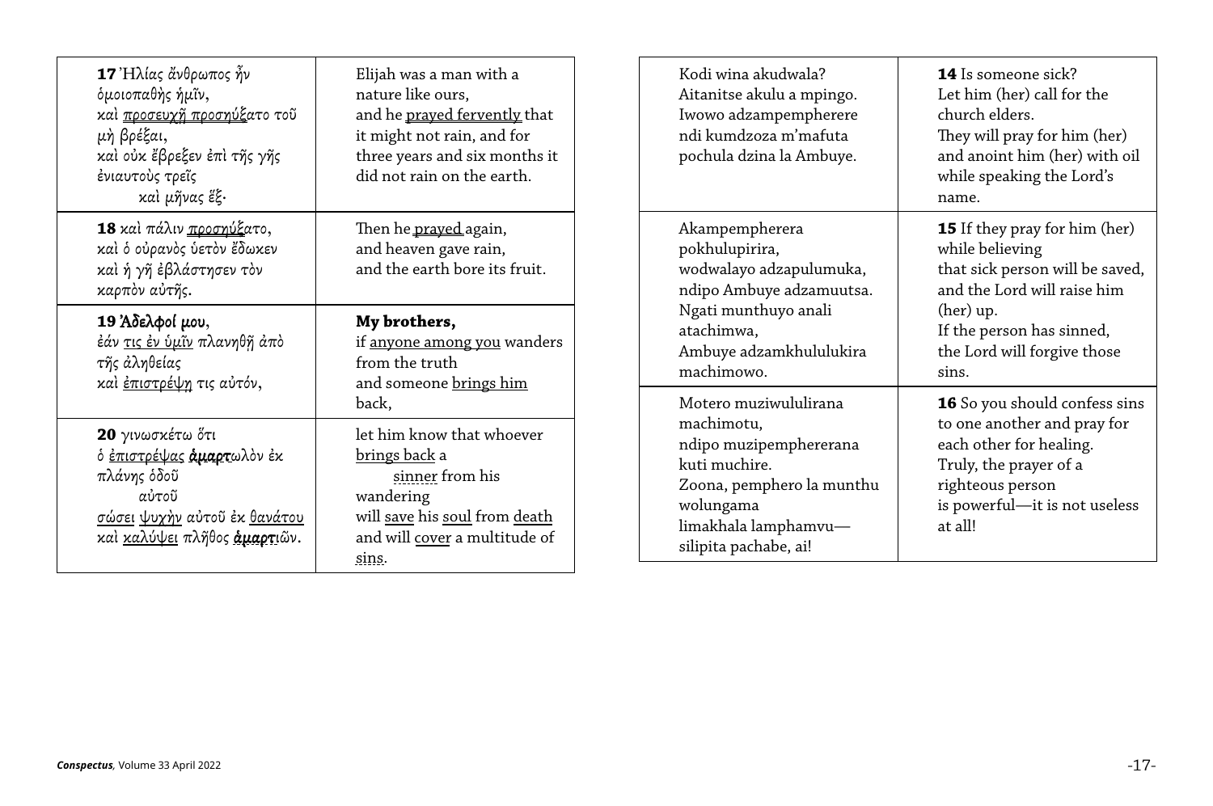| | |
|---|---|
| **17** Ἠλίας ἄνθρωπος ἦν ὁμοιοπαθὴς ἡμῖν, καὶ <u>προσευχῇ προσηύξ</u>ατο τοῦ μὴ βρέξαι, καὶ οὐκ ἔβρεξεν ἐπὶ τῆς γῆς ἐνιαυτοὺς τρεῖς καὶ μῆνας ἕξ· | Elijah was a man with a nature like ours, and he <u>prayed fervently</u> that it might not rain, and for three years and six months it did not rain on the earth. |
| **18** καὶ πάλιν <u>προσηύξ</u>ατο, καὶ ὁ οὐρανὸς ὑετὸν ἔδωκεν καὶ ἡ γῆ ἐβλάστησεν τὸν καρπὸν αὐτῆς. | Then he <u>prayed</u> again, and heaven gave rain, and the earth bore its fruit. |
| **19 Ἀδελφοί μου**, ἐάν <u>τις ἐν ὑμῖν</u> πλανηθῇ ἀπὸ τῆς ἀληθείας καὶ <u>ἐπιστρέψῃ</u> τις αὐτόν, | **My brothers,** if <u>anyone among you</u> wanders from the truth and someone <u>brings him</u> back, |
| **20** γινωσκέτω ὅτι ὁ <u>ἐπιστρέψας</u> <u>**ἁμαρτ**</u>ωλὸν ἐκ πλάνης ὁδοῦ αὐτοῦ <u>σώσει</u> <u>ψυχὴν</u> αὐτοῦ ἐκ <u>θανάτου</u> καὶ <u>καλύψει</u> πλῆθος <u>**ἁμαρτ**</u>ιῶν. | let him know that whoever <u>brings back</u> a <u>sinner</u> from his wandering will <u>save</u> his <u>soul</u> from <u>death</u> and will <u>cover</u> a multitude of <u>sins</u>. |

| | |
|---|---|
| Kodi wina akudwala? Aitanitse akulu a mpingo. Iwowo adzampempherere ndi kumdzoza m'mafuta pochula dzina la Ambuye. | **14** Is someone sick? Let him (her) call for the church elders. They will pray for him (her) and anoint him (her) with oil while speaking the Lord's name. |
| Akampempherera pokhulupirira, wodwalayo adzapulumuka, ndipo Ambuye adzamuutsa. Ngati munthuyo anali atachimwa, Ambuye adzamkhululukira machimowo. | **15** If they pray for him (her) while believing that sick person will be saved, and the Lord will raise him (her) up. If the person has sinned, the Lord will forgive those sins. |
| Motero muziwululirana machimotu, ndipo muzipemphererana kuti muchire. Zoona, pemphero la munthu wolungama limakhala lamphamvu—silipita pachabe, ai! | **16** So you should confess sins to one another and pray for each other for healing. Truly, the prayer of a righteous person is powerful—it is not useless at all! |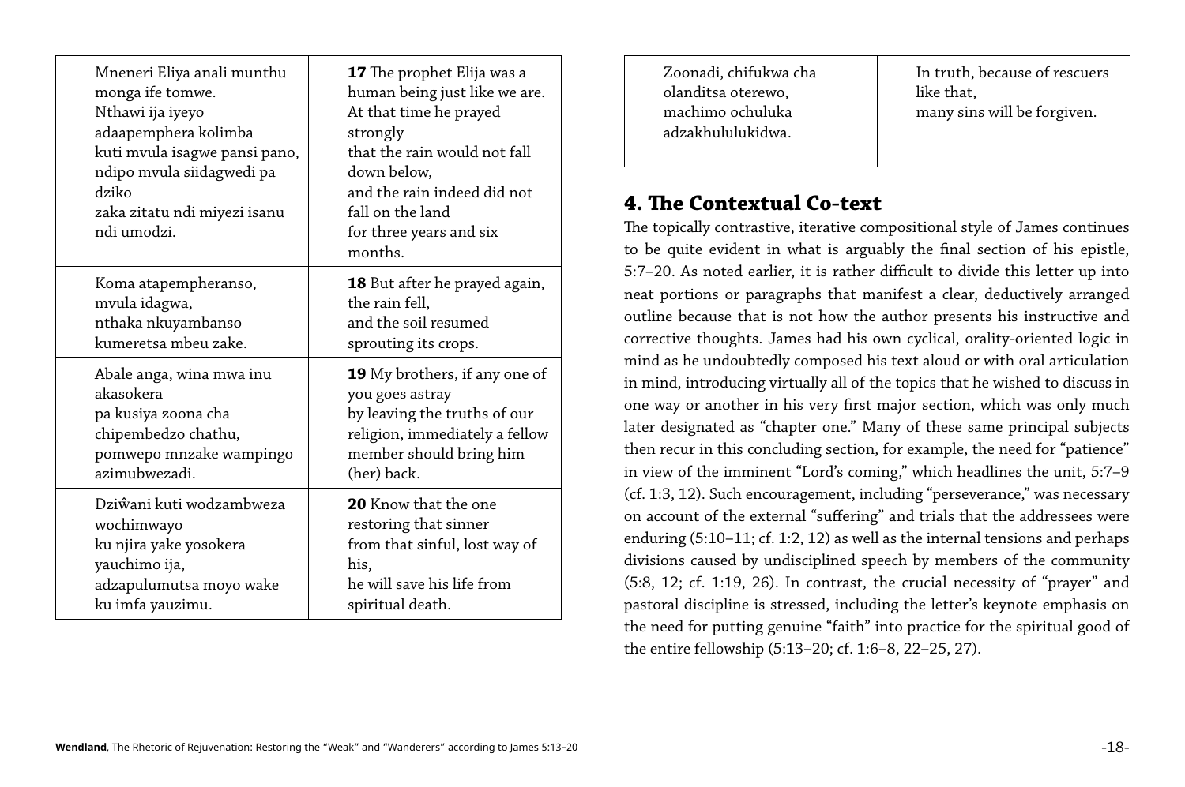| | |
|---|---|
| Mneneri Eliya anali munthu monga ife tomwe. Nthawi ija iyeyo adaapemphera kolimba kuti mvula isagwe pansi pano, ndipo mvula siidagwedi pa dziko zaka zitatu ndi miyezi isanu ndi umodzi. | **17** The prophet Elija was a human being just like we are. At that time he prayed strongly that the rain would not fall down below, and the rain indeed did not fall on the land for three years and six months. |
| Koma atapempheranso, mvula idagwa, nthaka nkuyambanso kumeretsa mbeu zake. | **18** But after he prayed again, the rain fell, and the soil resumed sprouting its crops. |
| Abale anga, wina mwa inu akasokera pa kusiya zoona cha chipembedzo chathu, pomwepo mnzake wampingo azimubwezadi. | **19** My brothers, if any one of you goes astray by leaving the truths of our religion, immediately a fellow member should bring him (her) back. |
| Dziŵani kuti wodzambweza wochimwayo ku njira yake yosokera yauchimo ija, adzapulumutsa moyo wake ku imfa yauzimu. | **20** Know that the one restoring that sinner from that sinful, lost way of his, he will save his life from spiritual death. |
| Zoonadi, chifukwa cha olanditsa oterewo, machimo ochuluka adzakhululukidwa. | In truth, because of rescuers like that, many sins will be forgiven. |

## 4. The Contextual Co-text

The topically contrastive, iterative compositional style of James continues to be quite evident in what is arguably the final section of his epistle, 5:7–20. As noted earlier, it is rather difficult to divide this letter up into neat portions or paragraphs that manifest a clear, deductively arranged outline because that is not how the author presents his instructive and corrective thoughts. James had his own cyclical, orality-oriented logic in mind as he undoubtedly composed his text aloud or with oral articulation in mind, introducing virtually all of the topics that he wished to discuss in one way or another in his very first major section, which was only much later designated as "chapter one." Many of these same principal subjects then recur in this concluding section, for example, the need for "patience" in view of the imminent "Lord's coming," which headlines the unit, 5:7–9 (cf. 1:3, 12). Such encouragement, including "perseverance," was necessary on account of the external "suffering" and trials that the addressees were enduring (5:10–11; cf. 1:2, 12) as well as the internal tensions and perhaps divisions caused by undisciplined speech by members of the community (5:8, 12; cf. 1:19, 26). In contrast, the crucial necessity of "prayer" and pastoral discipline is stressed, including the letter's keynote emphasis on the need for putting genuine "faith" into practice for the spiritual good of the entire fellowship (5:13–20; cf. 1:6–8, 22–25, 27).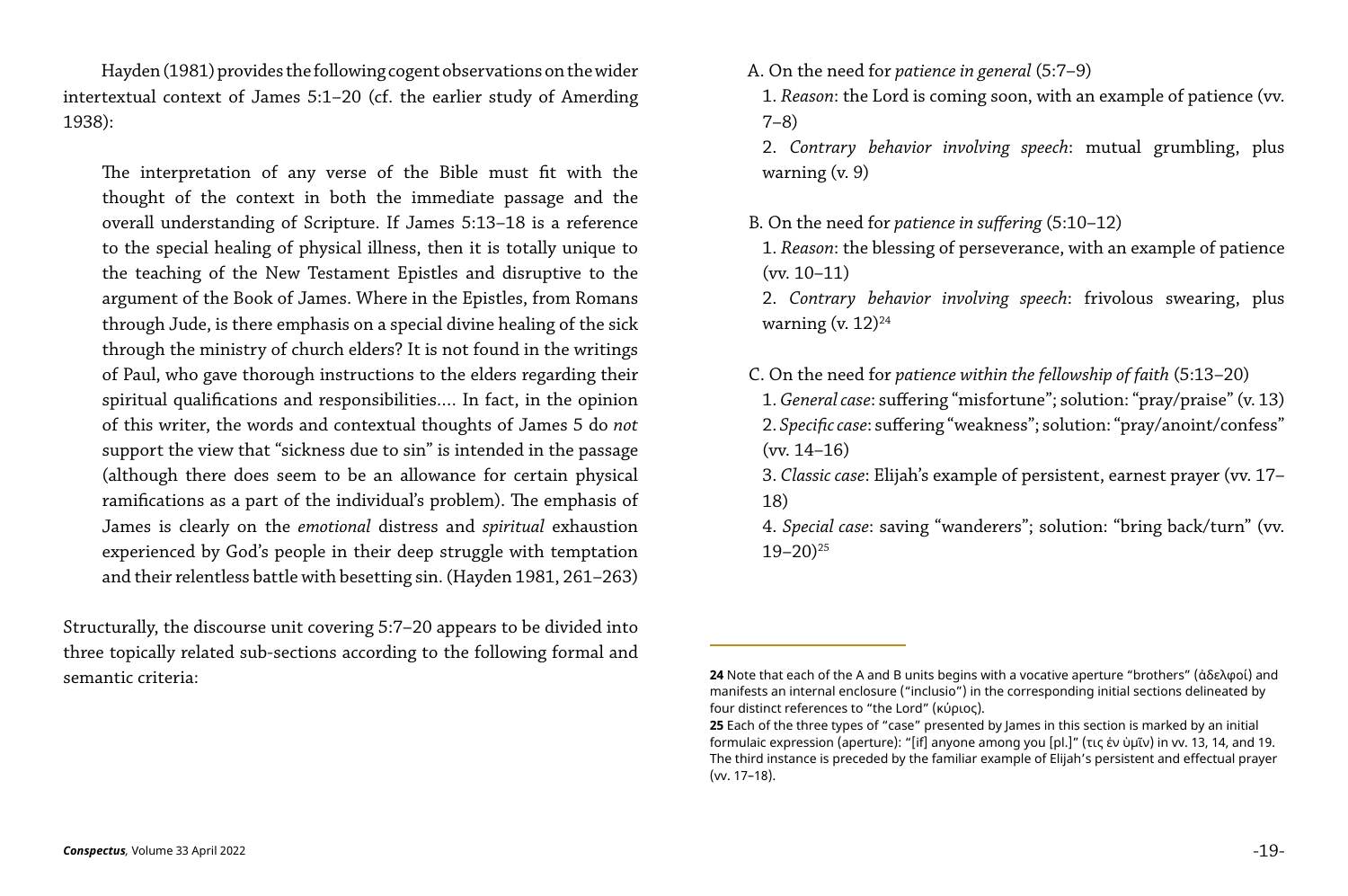Hayden (1981) provides the following cogent observations on the wider intertextual context of James 5:1–20 (cf. the earlier study of Amerding 1938):

> The interpretation of any verse of the Bible must fit with the thought of the context in both the immediate passage and the overall understanding of Scripture. If James 5:13–18 is a reference to the special healing of physical illness, then it is totally unique to the teaching of the New Testament Epistles and disruptive to the argument of the Book of James. Where in the Epistles, from Romans through Jude, is there emphasis on a special divine healing of the sick through the ministry of church elders? It is not found in the writings of Paul, who gave thorough instructions to the elders regarding their spiritual qualifications and responsibilities.... In fact, in the opinion of this writer, the words and contextual thoughts of James 5 do *not* support the view that "sickness due to sin" is intended in the passage (although there does seem to be an allowance for certain physical ramifications as a part of the individual's problem). The emphasis of James is clearly on the *emotional* distress and *spiritual* exhaustion experienced by God's people in their deep struggle with temptation and their relentless battle with besetting sin. (Hayden 1981, 261–263)

Structurally, the discourse unit covering 5:7–20 appears to be divided into three topically related sub-sections according to the following formal and semantic criteria:

A. On the need for *patience in general* (5:7–9)

1. *Reason*: the Lord is coming soon, with an example of patience (vv. 7–8)

2. *Contrary behavior involving speech*: mutual grumbling, plus warning (v. 9)

B. On the need for *patience in suffering* (5:10–12)

1. *Reason*: the blessing of perseverance, with an example of patience (vv. 10–11)

2. *Contrary behavior involving speech*: frivolous swearing, plus warning (v. 12)[24]

C. On the need for *patience within the fellowship of faith* (5:13–20)

1. *General case*: suffering "misfortune"; solution: "pray/praise" (v. 13)

2. *Specific case*: suffering "weakness"; solution: "pray/anoint/confess" (vv. 14–16)

3. *Classic case*: Elijah's example of persistent, earnest prayer (vv. 17–18)

4. *Special case*: saving "wanderers"; solution: "bring back/turn" (vv. 19–20)[25]

---

**24** Note that each of the A and B units begins with a vocative aperture "brothers" (ἀδελφοί) and manifests an internal enclosure ("inclusio") in the corresponding initial sections delineated by four distinct references to "the Lord" (κύριος).

**25** Each of the three types of "case" presented by James in this section is marked by an initial formulaic expression (aperture): "[if] anyone among you [pl.]" (τις ἐν ὑμῖν) in vv. 13, 14, and 19. The third instance is preceded by the familiar example of Elijah's persistent and effectual prayer (vv. 17–18).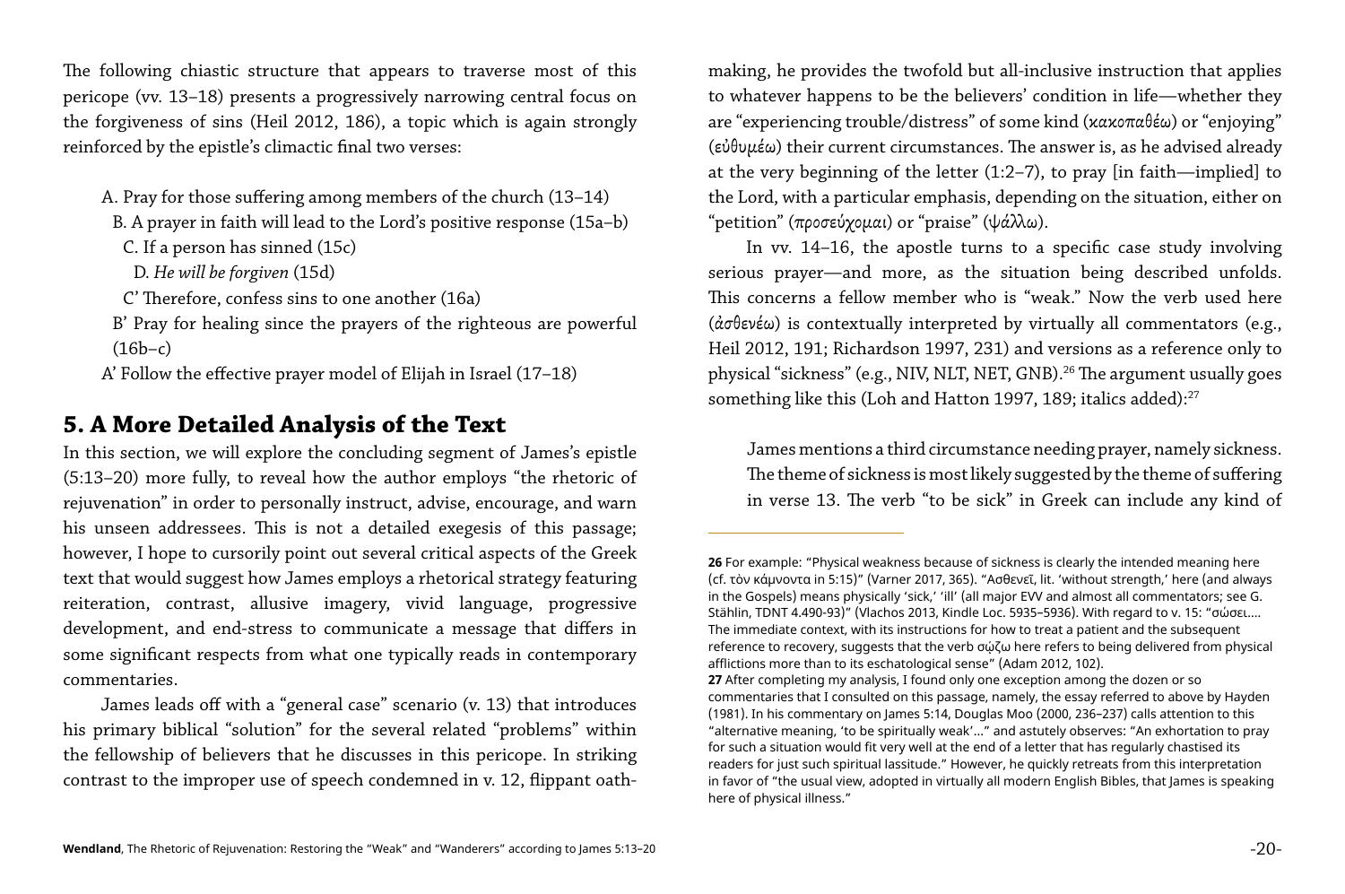The following chiastic structure that appears to traverse most of this pericope (vv. 13–18) presents a progressively narrowing central focus on the forgiveness of sins (Heil 2012, 186), a topic which is again strongly reinforced by the epistle's climactic final two verses:

A. Pray for those suffering among members of the church (13–14)
  B. A prayer in faith will lead to the Lord's positive response (15a–b)
    C. If a person has sinned (15c)
      D. *He will be forgiven* (15d)
    C' Therefore, confess sins to one another (16a)
  B' Pray for healing since the prayers of the righteous are powerful (16b–c)
A' Follow the effective prayer model of Elijah in Israel (17–18)

## 5. A More Detailed Analysis of the Text

In this section, we will explore the concluding segment of James's epistle (5:13–20) more fully, to reveal how the author employs "the rhetoric of rejuvenation" in order to personally instruct, advise, encourage, and warn his unseen addressees. This is not a detailed exegesis of this passage; however, I hope to cursorily point out several critical aspects of the Greek text that would suggest how James employs a rhetorical strategy featuring reiteration, contrast, allusive imagery, vivid language, progressive development, and end-stress to communicate a message that differs in some significant respects from what one typically reads in contemporary commentaries.

James leads off with a "general case" scenario (v. 13) that introduces his primary biblical "solution" for the several related "problems" within the fellowship of believers that he discusses in this pericope. In striking contrast to the improper use of speech condemned in v. 12, flippant oath-making, he provides the twofold but all-inclusive instruction that applies to whatever happens to be the believers' condition in life—whether they are "experiencing trouble/distress" of some kind (*κακοπαθέω*) or "enjoying" (*εὐθυμέω*) their current circumstances. The answer is, as he advised already at the very beginning of the letter (1:2–7), to pray [in faith—implied] to the Lord, with a particular emphasis, depending on the situation, either on "petition" (*προσεύχομαι*) or "praise" (*ψάλλω*).

In vv. 14–16, the apostle turns to a specific case study involving serious prayer—and more, as the situation being described unfolds. This concerns a fellow member who is "weak." Now the verb used here (*ἀσθενέω*) is contextually interpreted by virtually all commentators (e.g., Heil 2012, 191; Richardson 1997, 231) and versions as a reference only to physical "sickness" (e.g., NIV, NLT, NET, GNB).[26] The argument usually goes something like this (Loh and Hatton 1997, 189; italics added):[27]

> James mentions a third circumstance needing prayer, namely sickness. The theme of sickness is most likely suggested by the theme of suffering in verse 13. The verb "to be sick" in Greek can include any kind of

---

**26** For example: "Physical weakness because of sickness is clearly the intended meaning here (cf. τὸν κάμνοντα in 5:15)" (Varner 2017, 365). "Ασθενεῖ, lit. 'without strength,' here (and always in the Gospels) means physically 'sick,' 'ill' (all major EVV and almost all commentators; see G. Stählin, TDNT 4.490-93)" (Vlachos 2013, Kindle Loc. 5935–5936). With regard to v. 15: "σώσει…. The immediate context, with its instructions for how to treat a patient and the subsequent reference to recovery, suggests that the verb σῴζω here refers to being delivered from physical afflictions more than to its eschatological sense" (Adam 2012, 102).

**27** After completing my analysis, I found only one exception among the dozen or so commentaries that I consulted on this passage, namely, the essay referred to above by Hayden (1981). In his commentary on James 5:14, Douglas Moo (2000, 236–237) calls attention to this "alternative meaning, 'to be spiritually weak'…" and astutely observes: "An exhortation to pray for such a situation would fit very well at the end of a letter that has regularly chastised its readers for just such spiritual lassitude." However, he quickly retreats from this interpretation in favor of "the usual view, adopted in virtually all modern English Bibles, that James is speaking here of physical illness."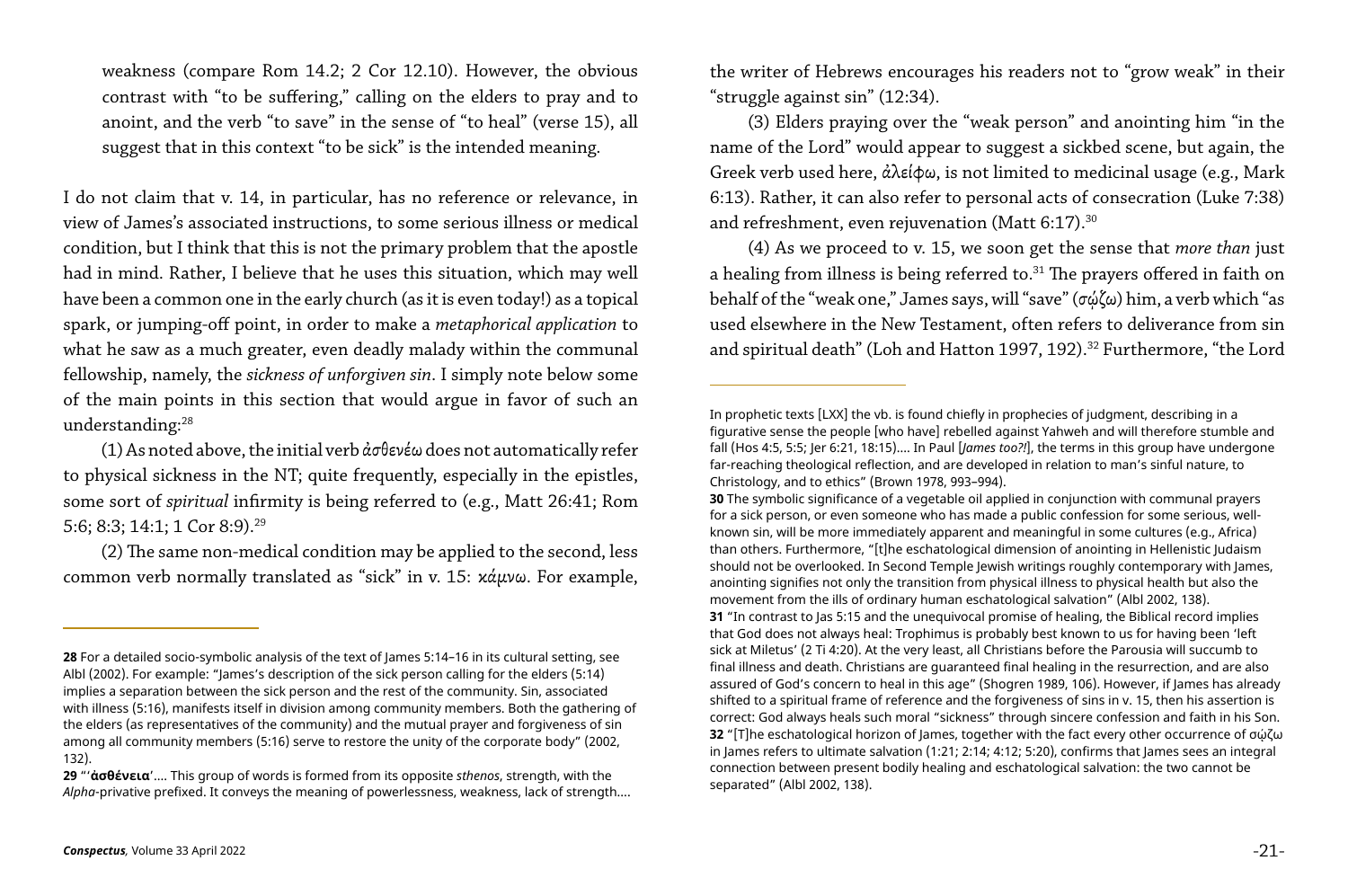weakness (compare Rom 14.2; 2 Cor 12.10). However, the obvious contrast with "to be suffering," calling on the elders to pray and to anoint, and the verb "to save" in the sense of "to heal" (verse 15), all suggest that in this context "to be sick" is the intended meaning.

I do not claim that v. 14, in particular, has no reference or relevance, in view of James's associated instructions, to some serious illness or medical condition, but I think that this is not the primary problem that the apostle had in mind. Rather, I believe that he uses this situation, which may well have been a common one in the early church (as it is even today!) as a topical spark, or jumping-off point, in order to make a *metaphorical application* to what he saw as a much greater, even deadly malady within the communal fellowship, namely, the *sickness of unforgiven sin*. I simply note below some of the main points in this section that would argue in favor of such an understanding:[28]

(1) As noted above, the initial verb ἀσθενέω does not automatically refer to physical sickness in the NT; quite frequently, especially in the epistles, some sort of *spiritual* infirmity is being referred to (e.g., Matt 26:41; Rom 5:6; 8:3; 14:1; 1 Cor 8:9).[29]

(2) The same non-medical condition may be applied to the second, less common verb normally translated as "sick" in v. 15: κάμνω. For example, the writer of Hebrews encourages his readers not to "grow weak" in their "struggle against sin" (12:34).

(3) Elders praying over the "weak person" and anointing him "in the name of the Lord" would appear to suggest a sickbed scene, but again, the Greek verb used here, ἀλείφω, is not limited to medicinal usage (e.g., Mark 6:13). Rather, it can also refer to personal acts of consecration (Luke 7:38) and refreshment, even rejuvenation (Matt 6:17).[30]

(4) As we proceed to v. 15, we soon get the sense that *more than* just a healing from illness is being referred to.[31] The prayers offered in faith on behalf of the "weak one," James says, will "save" (σῴζω) him, a verb which "as used elsewhere in the New Testament, often refers to deliverance from sin and spiritual death" (Loh and Hatton 1997, 192).[32] Furthermore, "the Lord

---

**28** For a detailed socio-symbolic analysis of the text of James 5:14–16 in its cultural setting, see Albl (2002). For example: "James's description of the sick person calling for the elders (5:14) implies a separation between the sick person and the rest of the community. Sin, associated with illness (5:16), manifests itself in division among community members. Both the gathering of the elders (as representatives of the community) and the mutual prayer and forgiveness of sin among all community members (5:16) serve to restore the unity of the corporate body" (2002, 132).

**29** "'**ἀσθένεια**'…. This group of words is formed from its opposite *sthenos*, strength, with the *Alpha*-privative prefixed. It conveys the meaning of powerlessness, weakness, lack of strength…. In prophetic texts [LXX] the vb. is found chiefly in prophecies of judgment, describing in a figurative sense the people [who have] rebelled against Yahweh and will therefore stumble and fall (Hos 4:5, 5:5; Jer 6:21, 18:15)…. In Paul [*James too?!*], the terms in this group have undergone far-reaching theological reflection, and are developed in relation to man's sinful nature, to Christology, and to ethics" (Brown 1978, 993–994).

**30** The symbolic significance of a vegetable oil applied in conjunction with communal prayers for a sick person, or even someone who has made a public confession for some serious, well-known sin, will be more immediately apparent and meaningful in some cultures (e.g., Africa) than others. Furthermore, "[t]he eschatological dimension of anointing in Hellenistic Judaism should not be overlooked. In Second Temple Jewish writings roughly contemporary with James, anointing signifies not only the transition from physical illness to physical health but also the movement from the ills of ordinary human eschatological salvation" (Albl 2002, 138).

**31** "In contrast to Jas 5:15 and the unequivocal promise of healing, the Biblical record implies that God does not always heal: Trophimus is probably best known to us for having been 'left sick at Miletus' (2 Ti 4:20). At the very least, all Christians before the Parousia will succumb to final illness and death. Christians are guaranteed final healing in the resurrection, and are also assured of God's concern to heal in this age" (Shogren 1989, 106). However, if James has already shifted to a spiritual frame of reference and the forgiveness of sins in v. 15, then his assertion is correct: God always heals such moral "sickness" through sincere confession and faith in his Son.

**32** "[T]he eschatological horizon of James, together with the fact every other occurrence of σῴζω in James refers to ultimate salvation (1:21; 2:14; 4:12; 5:20), confirms that James sees an integral connection between present bodily healing and eschatological salvation: the two cannot be separated" (Albl 2002, 138).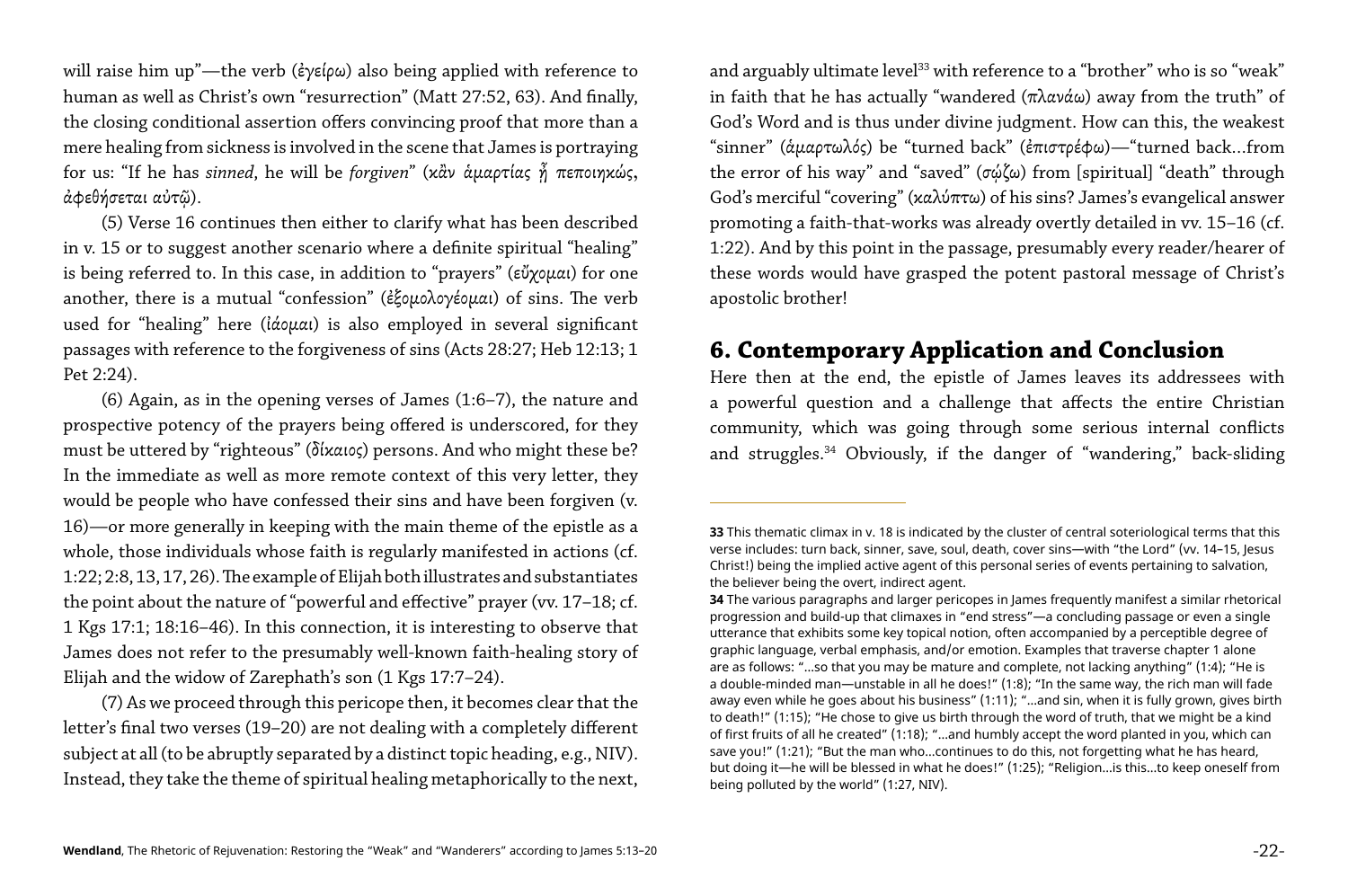will raise him up"—the verb (ἐγείρω) also being applied with reference to human as well as Christ's own "resurrection" (Matt 27:52, 63). And finally, the closing conditional assertion offers convincing proof that more than a mere healing from sickness is involved in the scene that James is portraying for us: "If he has *sinned*, he will be *forgiven*" (κἂν ἁμαρτίας ᾖ πεποιηκώς, ἀφεθήσεται αὐτῷ).

(5) Verse 16 continues then either to clarify what has been described in v. 15 or to suggest another scenario where a definite spiritual "healing" is being referred to. In this case, in addition to "prayers" (εὔχομαι) for one another, there is a mutual "confession" (ἐξομολογέομαι) of sins. The verb used for "healing" here (ἰάομαι) is also employed in several significant passages with reference to the forgiveness of sins (Acts 28:27; Heb 12:13; 1 Pet 2:24).

(6) Again, as in the opening verses of James (1:6–7), the nature and prospective potency of the prayers being offered is underscored, for they must be uttered by "righteous" (δίκαιος) persons. And who might these be? In the immediate as well as more remote context of this very letter, they would be people who have confessed their sins and have been forgiven (v. 16)—or more generally in keeping with the main theme of the epistle as a whole, those individuals whose faith is regularly manifested in actions (cf. 1:22; 2:8, 13, 17, 26). The example of Elijah both illustrates and substantiates the point about the nature of "powerful and effective" prayer (vv. 17–18; cf. 1 Kgs 17:1; 18:16–46). In this connection, it is interesting to observe that James does not refer to the presumably well-known faith-healing story of Elijah and the widow of Zarephath's son (1 Kgs 17:7–24).

(7) As we proceed through this pericope then, it becomes clear that the letter's final two verses (19–20) are not dealing with a completely different subject at all (to be abruptly separated by a distinct topic heading, e.g., NIV). Instead, they take the theme of spiritual healing metaphorically to the next, and arguably ultimate level[33] with reference to a "brother" who is so "weak" in faith that he has actually "wandered (πλανάω) away from the truth" of God's Word and is thus under divine judgment. How can this, the weakest "sinner" (ἁμαρτωλός) be "turned back" (ἐπιστρέφω)—"turned back...from the error of his way" and "saved" (σῴζω) from [spiritual] "death" through God's merciful "covering" (καλύπτω) of his sins? James's evangelical answer promoting a faith-that-works was already overtly detailed in vv. 15–16 (cf. 1:22). And by this point in the passage, presumably every reader/hearer of these words would have grasped the potent pastoral message of Christ's apostolic brother!

## 6. Contemporary Application and Conclusion

Here then at the end, the epistle of James leaves its addressees with a powerful question and a challenge that affects the entire Christian community, which was going through some serious internal conflicts and struggles.[34] Obviously, if the danger of "wandering," back-sliding

---

**33** This thematic climax in v. 18 is indicated by the cluster of central soteriological terms that this verse includes: turn back, sinner, save, soul, death, cover sins—with "the Lord" (vv. 14–15, Jesus Christ!) being the implied active agent of this personal series of events pertaining to salvation, the believer being the overt, indirect agent.

**34** The various paragraphs and larger pericopes in James frequently manifest a similar rhetorical progression and build-up that climaxes in "end stress"—a concluding passage or even a single utterance that exhibits some key topical notion, often accompanied by a perceptible degree of graphic language, verbal emphasis, and/or emotion. Examples that traverse chapter 1 alone are as follows: "...so that you may be mature and complete, not lacking anything" (1:4); "He is a double-minded man—unstable in all he does!" (1:8); "In the same way, the rich man will fade away even while he goes about his business" (1:11); "...and sin, when it is fully grown, gives birth to death!" (1:15); "He chose to give us birth through the word of truth, that we might be a kind of first fruits of all he created" (1:18); "...and humbly accept the word planted in you, which can save you!" (1:21); "But the man who...continues to do this, not forgetting what he has heard, but doing it—he will be blessed in what he does!" (1:25); "Religion...is this...to keep oneself from being polluted by the world" (1:27, NIV).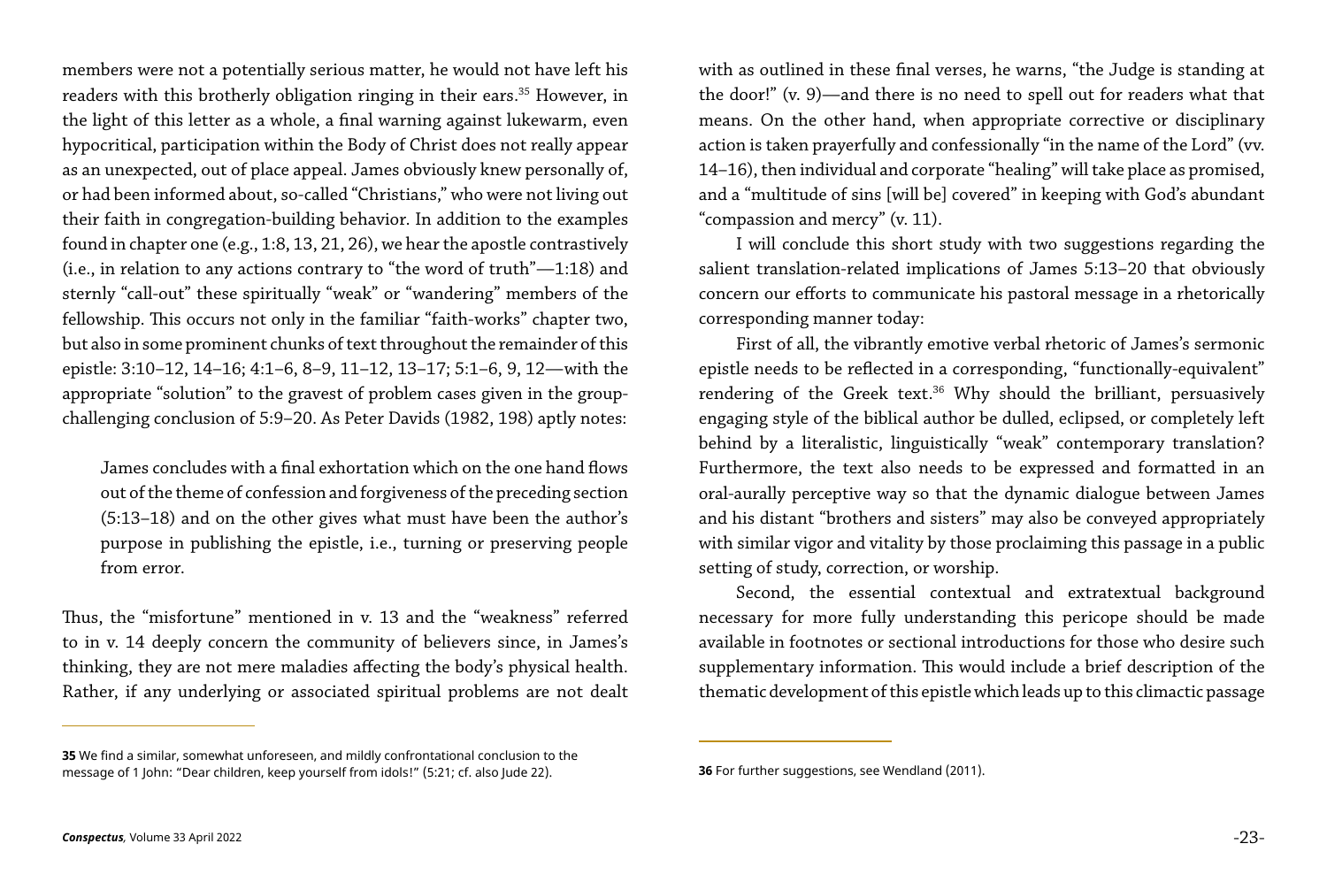members were not a potentially serious matter, he would not have left his readers with this brotherly obligation ringing in their ears.[35] However, in the light of this letter as a whole, a final warning against lukewarm, even hypocritical, participation within the Body of Christ does not really appear as an unexpected, out of place appeal. James obviously knew personally of, or had been informed about, so-called "Christians," who were not living out their faith in congregation-building behavior. In addition to the examples found in chapter one (e.g., 1:8, 13, 21, 26), we hear the apostle contrastively (i.e., in relation to any actions contrary to "the word of truth"—1:18) and sternly "call-out" these spiritually "weak" or "wandering" members of the fellowship. This occurs not only in the familiar "faith-works" chapter two, but also in some prominent chunks of text throughout the remainder of this epistle: 3:10–12, 14–16; 4:1–6, 8–9, 11–12, 13–17; 5:1–6, 9, 12—with the appropriate "solution" to the gravest of problem cases given in the group-challenging conclusion of 5:9–20. As Peter Davids (1982, 198) aptly notes:

> James concludes with a final exhortation which on the one hand flows out of the theme of confession and forgiveness of the preceding section (5:13–18) and on the other gives what must have been the author's purpose in publishing the epistle, i.e., turning or preserving people from error.

Thus, the "misfortune" mentioned in v. 13 and the "weakness" referred to in v. 14 deeply concern the community of believers since, in James's thinking, they are not mere maladies affecting the body's physical health. Rather, if any underlying or associated spiritual problems are not dealt with as outlined in these final verses, he warns, "the Judge is standing at the door!" (v. 9)—and there is no need to spell out for readers what that means. On the other hand, when appropriate corrective or disciplinary action is taken prayerfully and confessionally "in the name of the Lord" (vv. 14–16), then individual and corporate "healing" will take place as promised, and a "multitude of sins [will be] covered" in keeping with God's abundant "compassion and mercy" (v. 11).

I will conclude this short study with two suggestions regarding the salient translation-related implications of James 5:13–20 that obviously concern our efforts to communicate his pastoral message in a rhetorically corresponding manner today:

First of all, the vibrantly emotive verbal rhetoric of James's sermonic epistle needs to be reflected in a corresponding, "functionally-equivalent" rendering of the Greek text.[36] Why should the brilliant, persuasively engaging style of the biblical author be dulled, eclipsed, or completely left behind by a literalistic, linguistically "weak" contemporary translation? Furthermore, the text also needs to be expressed and formatted in an oral-aurally perceptive way so that the dynamic dialogue between James and his distant "brothers and sisters" may also be conveyed appropriately with similar vigor and vitality by those proclaiming this passage in a public setting of study, correction, or worship.

Second, the essential contextual and extratextual background necessary for more fully understanding this pericope should be made available in footnotes or sectional introductions for those who desire such supplementary information. This would include a brief description of the thematic development of this epistle which leads up to this climactic passage

---

**35** We find a similar, somewhat unforeseen, and mildly confrontational conclusion to the message of 1 John: "Dear children, keep yourself from idols!" (5:21; cf. also Jude 22).

**36** For further suggestions, see Wendland (2011).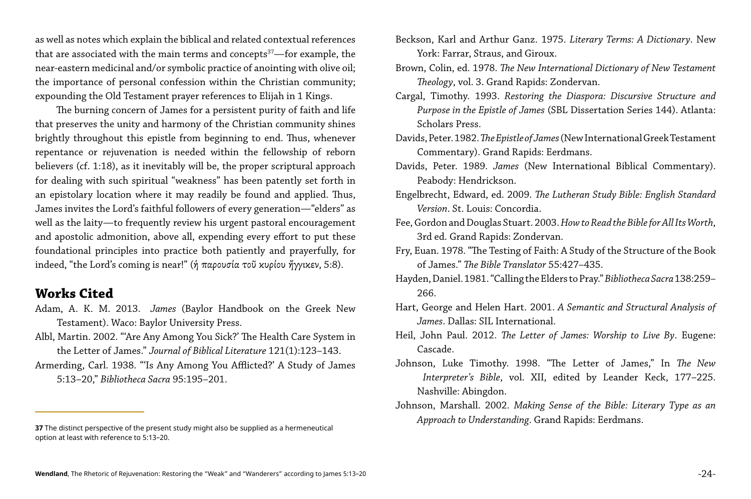as well as notes which explain the biblical and related contextual references that are associated with the main terms and concepts[37]—for example, the near-eastern medicinal and/or symbolic practice of anointing with olive oil; the importance of personal confession within the Christian community; expounding the Old Testament prayer references to Elijah in 1 Kings.

The burning concern of James for a persistent purity of faith and life that preserves the unity and harmony of the Christian community shines brightly throughout this epistle from beginning to end. Thus, whenever repentance or rejuvenation is needed within the fellowship of reborn believers (cf. 1:18), as it inevitably will be, the proper scriptural approach for dealing with such spiritual "weakness" has been patently set forth in an epistolary location where it may readily be found and applied. Thus, James invites the Lord's faithful followers of every generation—"elders" as well as the laity—to frequently review his urgent pastoral encouragement and apostolic admonition, above all, expending every effort to put these foundational principles into practice both patiently and prayerfully, for indeed, "the Lord's coming is near!" (ἡ παρουσία τοῦ κυρίου ἤγγικεν, 5:8).

## Works Cited

Adam, A. K. M. 2013. *James* (Baylor Handbook on the Greek New Testament). Waco: Baylor University Press.

Albl, Martin. 2002. "'Are Any Among You Sick?' The Health Care System in the Letter of James." *Journal of Biblical Literature* 121(1):123–143.

Armerding, Carl. 1938. "'Is Any Among You Afflicted?' A Study of James 5:13–20," *Bibliotheca Sacra* 95:195–201.

Beckson, Karl and Arthur Ganz. 1975. *Literary Terms: A Dictionary*. New York: Farrar, Straus, and Giroux.

Brown, Colin, ed. 1978. *The New International Dictionary of New Testament Theology*, vol. 3. Grand Rapids: Zondervan.

Cargal, Timothy. 1993. *Restoring the Diaspora: Discursive Structure and Purpose in the Epistle of James* (SBL Dissertation Series 144). Atlanta: Scholars Press.

Davids, Peter. 1982. *The Epistle of James* (New International Greek Testament Commentary). Grand Rapids: Eerdmans.

Davids, Peter. 1989. *James* (New International Biblical Commentary). Peabody: Hendrickson.

Engelbrecht, Edward, ed. 2009. *The Lutheran Study Bible: English Standard Version*. St. Louis: Concordia.

Fee, Gordon and Douglas Stuart. 2003. *How to Read the Bible for All Its Worth*, 3rd ed. Grand Rapids: Zondervan.

Fry, Euan. 1978. "The Testing of Faith: A Study of the Structure of the Book of James." *The Bible Translator* 55:427–435.

Hayden, Daniel. 1981. "Calling the Elders to Pray." *Bibliotheca Sacra* 138:259–266.

Hart, George and Helen Hart. 2001. *A Semantic and Structural Analysis of James*. Dallas: SIL International.

Heil, John Paul. 2012. *The Letter of James: Worship to Live By*. Eugene: Cascade.

Johnson, Luke Timothy. 1998. "The Letter of James," In *The New Interpreter's Bible*, vol. XII, edited by Leander Keck, 177–225. Nashville: Abingdon.

Johnson, Marshall. 2002. *Making Sense of the Bible: Literary Type as an Approach to Understanding*. Grand Rapids: Eerdmans.

---

**37** The distinct perspective of the present study might also be supplied as a hermeneutical option at least with reference to 5:13–20.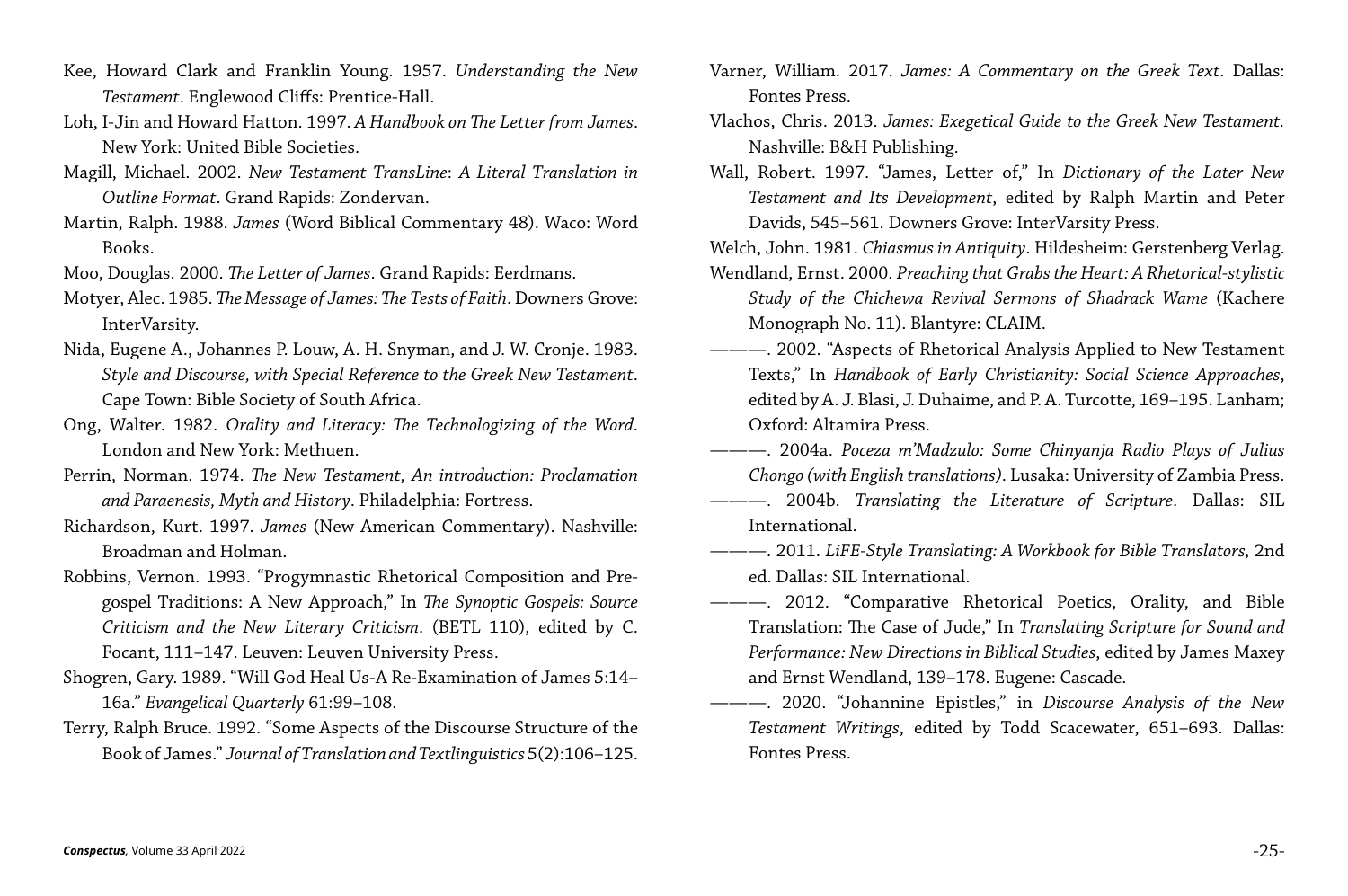Kee, Howard Clark and Franklin Young. 1957. *Understanding the New Testament*. Englewood Cliffs: Prentice-Hall.

Loh, I-Jin and Howard Hatton. 1997. *A Handbook on The Letter from James*. New York: United Bible Societies.

Magill, Michael. 2002. *New Testament TransLine*: *A Literal Translation in Outline Format*. Grand Rapids: Zondervan.

Martin, Ralph. 1988. *James* (Word Biblical Commentary 48). Waco: Word Books.

Moo, Douglas. 2000. *The Letter of James*. Grand Rapids: Eerdmans.

Motyer, Alec. 1985. *The Message of James: The Tests of Faith*. Downers Grove: InterVarsity.

Nida, Eugene A., Johannes P. Louw, A. H. Snyman, and J. W. Cronje. 1983. *Style and Discourse, with Special Reference to the Greek New Testament*. Cape Town: Bible Society of South Africa.

Ong, Walter. 1982. *Orality and Literacy: The Technologizing of the Word*. London and New York: Methuen.

Perrin, Norman. 1974. *The New Testament, An introduction: Proclamation and Paraenesis, Myth and History*. Philadelphia: Fortress.

Richardson, Kurt. 1997. *James* (New American Commentary). Nashville: Broadman and Holman.

Robbins, Vernon. 1993. "Progymnastic Rhetorical Composition and Pre-gospel Traditions: A New Approach," In *The Synoptic Gospels: Source Criticism and the New Literary Criticism*. (BETL 110), edited by C. Focant, 111–147. Leuven: Leuven University Press.

Shogren, Gary. 1989. "Will God Heal Us-A Re-Examination of James 5:14–16a." *Evangelical Quarterly* 61:99–108.

Terry, Ralph Bruce. 1992. "Some Aspects of the Discourse Structure of the Book of James." *Journal of Translation and Textlinguistics* 5(2):106–125.

Varner, William. 2017. *James: A Commentary on the Greek Text*. Dallas: Fontes Press.

Vlachos, Chris. 2013. *James: Exegetical Guide to the Greek New Testament.* Nashville: B&H Publishing.

Wall, Robert. 1997. "James, Letter of," In *Dictionary of the Later New Testament and Its Development*, edited by Ralph Martin and Peter Davids, 545–561. Downers Grove: InterVarsity Press.

Welch, John. 1981. *Chiasmus in Antiquity*. Hildesheim: Gerstenberg Verlag.

Wendland, Ernst. 2000. *Preaching that Grabs the Heart: A Rhetorical-stylistic Study of the Chichewa Revival Sermons of Shadrack Wame* (Kachere Monograph No. 11). Blantyre: CLAIM.

———. 2002. "Aspects of Rhetorical Analysis Applied to New Testament Texts," In *Handbook of Early Christianity: Social Science Approaches*, edited by A. J. Blasi, J. Duhaime, and P. A. Turcotte, 169–195. Lanham; Oxford: Altamira Press.

———. 2004a. *Poceza m'Madzulo: Some Chinyanja Radio Plays of Julius Chongo (with English translations)*. Lusaka: University of Zambia Press.

———. 2004b. *Translating the Literature of Scripture*. Dallas: SIL International.

———. 2011. *LiFE-Style Translating: A Workbook for Bible Translators,* 2nd ed. Dallas: SIL International.

———. 2012. "Comparative Rhetorical Poetics, Orality, and Bible Translation: The Case of Jude," In *Translating Scripture for Sound and Performance: New Directions in Biblical Studies*, edited by James Maxey and Ernst Wendland, 139–178. Eugene: Cascade.

———. 2020. "Johannine Epistles," in *Discourse Analysis of the New Testament Writings*, edited by Todd Scacewater, 651–693. Dallas: Fontes Press.